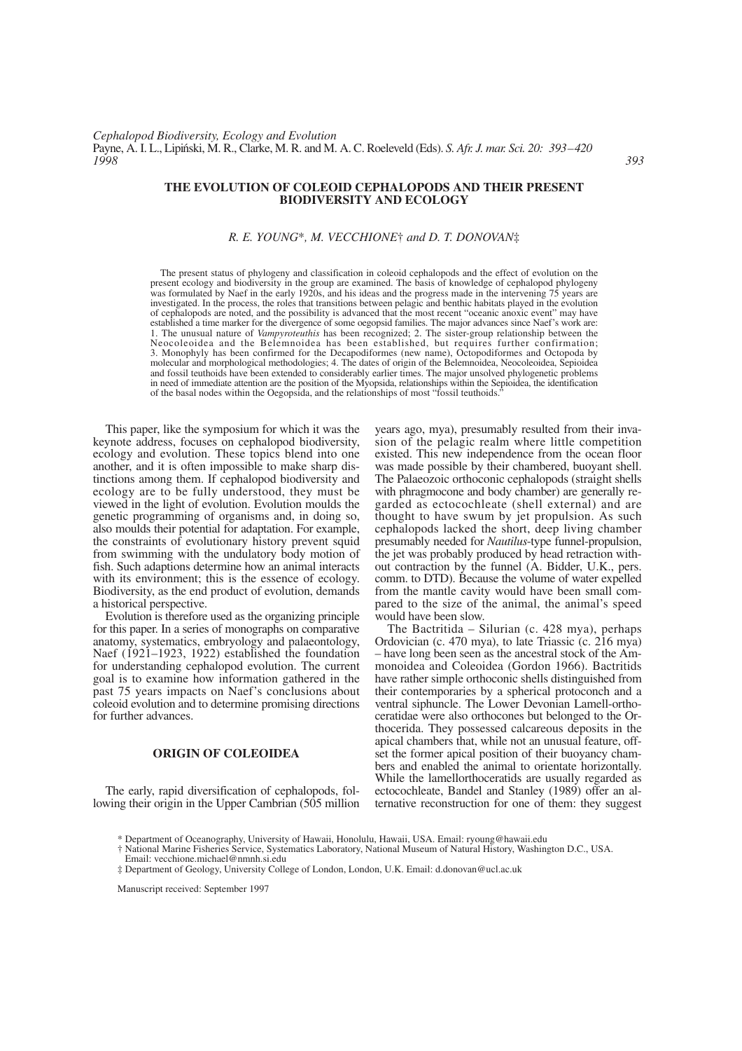# THE EVOLUTION OF COLEOID CEPHALOPODS AND THEIR PRESENT BIODIVERSITY AND ECOLOGY

*R. E. YOUNG\*, M. VECCHIONE† and D. T. DONOVAN‡*

The present status of phylogeny and classification in coleoid cephalopods and the effect of evolution on the present ecology and biodiversity in the group are examined. The basis of knowledge of cephalopod phylogeny was formulated by Naef in the early 1920s, and his ideas and the progress made in the intervening 75 years are investigated. In the process, the roles that transitions between pelagic and benthic habitats played in the evolution of cephalopods are noted, and the possibility is advanced that the most recent "oceanic anoxic event" may have established a time marker for the divergence of some oegopsid families. The major advances since Naef's work are: 1. The unusual nature of *Vampyroteuthis* has been recognized; 2. The sister-group relationship between the Neocoleoidea and the Belemnoidea has been established, but requires further confirmation; 3. Monophyly has been confirmed for the Decapodiformes (new name), Octopodiformes and Octopoda by molecular and morphological methodologies; 4. The dates of origin of the Belemnoidea, Neocoleoidea, Sepioidea and fossil teuthoids have been extended to considerably earlier times. The major unsolved phylogenetic problems in need of immediate attention are the position of the Myopsida, relationships within the Sepioidea, the identification of the basal nodes within the Oegopsida, and the relationships of most "fossil teuthoids."

This paper, like the symposium for which it was the keynote address, focuses on cephalopod biodiversity, ecology and evolution. These topics blend into one another, and it is often impossible to make sharp distinctions among them. If cephalopod biodiversity and ecology are to be fully understood, they must be viewed in the light of evolution. Evolution moulds the genetic programming of organisms and, in doing so, also moulds their potential for adaptation. For example, the constraints of evolutionary history prevent squid from swimming with the undulatory body motion of fish. Such adaptions determine how an animal interacts with its environment; this is the essence of ecology. Biodiversity, as the end product of evolution, demands a historical perspective.

Evolution is therefore used as the organizing principle for this paper. In a series of monographs on comparative anatomy, systematics, embryology and palaeontology, Naef (1921–1923, 1922) established the foundation for understanding cephalopod evolution. The current goal is to examine how information gathered in the past 75 years impacts on Naef's conclusions about coleoid evolution and to determine promising directions for further advances.

## ORIGIN OF COLEOIDEA

The early, rapid diversification of cephalopods, following their origin in the Upper Cambrian (505 million years ago, mya), presumably resulted from their invasion of the pelagic realm where little competition existed. This new independence from the ocean floor was made possible by their chambered, buoyant shell. The Palaeozoic orthoconic cephalopods (straight shells with phragmocone and body chamber) are generally regarded as ectocochleate (shell external) and are thought to have swum by jet propulsion. As such cephalopods lacked the short, deep living chamber presumably needed for *Nautilus*-type funnel-propulsion, the jet was probably produced by head retraction without contraction by the funnel (A. Bidder, U.K., pers. comm. to DTD). Because the volume of water expelled from the mantle cavity would have been small compared to the size of the animal, the animal's speed would have been slow.

The Bactritida – Silurian (c. 428 mya), perhaps Ordovician (c. 470 mya), to late Triassic (c. 216 mya) – have long been seen as the ancestral stock of the Ammonoidea and Coleoidea (Gordon 1966). Bactritids have rather simple orthoconic shells distinguished from their contemporaries by a spherical protoconch and a ventral siphuncle. The Lower Devonian Lamell-orthoceratidae were also orthocones but belonged to the Orthocerida. They possessed calcareous deposits in the apical chambers that, while not an unusual feature, offset the former apical position of their buoyancy chambers and enabled the animal to orientate horizontally. While the lamellorthoceratids are usually regarded as ectocochleate, Bandel and Stanley (1989) offer an alternative reconstruction for one of them: they suggest

\* Department of Oceanography, University of Hawaii, Honolulu, Hawaii, USA. Email: ryoung@hawaii.edu

† National Marine Fisheries Service, Systematics Laboratory, National Museum of Natural History, Washington D.C., USA. Email: vecchione.michael@nmnh.si.edu

‡ Department of Geology, University College of London, London, U.K. Email: d.donovan@ucl.ac.uk

Manuscript received: September 1997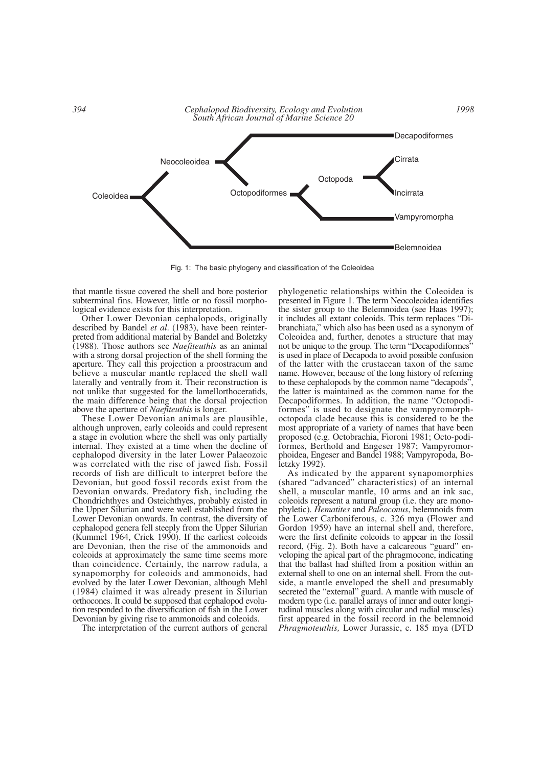Fig. 1: The basic phylogeny and classification of the Coleoidea

that mantle tissue covered the shell and bore posterior subterminal fins. However, little or no fossil morphological evidence exists for this interpretation.

Other Lower Devonian cephalopods, originally described by Bandel *et al*. (1983), have been reinterpreted from additional material by Bandel and Boletzky (1988). Those authors see *Naefiteuthis* as an animal with a strong dorsal projection of the shell forming the aperture. They call this projection a proostracum and believe a muscular mantle replaced the shell wall laterally and ventrally from it. Their reconstruction is not unlike that suggested for the lamellorthoceratids, the main difference being that the dorsal projection above the aperture of *Naefiteuthis* is longer.

These Lower Devonian animals are plausible, although unproven, early coleoids and could represent a stage in evolution where the shell was only partially internal. They existed at a time when the decline of cephalopod diversity in the later Lower Palaeozoic was correlated with the rise of jawed fish. Fossil records of fish are difficult to interpret before the Devonian, but good fossil records exist from the Devonian onwards. Predatory fish, including the Chondrichthyes and Osteichthyes, probably existed in the Upper Silurian and were well established from the Lower Devonian onwards. In contrast, the diversity of cephalopod genera fell steeply from the Upper Silurian (Kummel 1964, Crick 1990). If the earliest coleoids are Devonian, then the rise of the ammonoids and coleoids at approximately the same time seems more than coincidence. Certainly, the narrow radula, a synapomorphy for coleoids and ammonoids, had evolved by the later Lower Devonian, although Mehl (1984) claimed it was already present in Silurian orthocones. It could be supposed that cephalopod evolution responded to the diversification of fish in the Lower Devonian by giving rise to ammonoids and coleoids.

The interpretation of the current authors of general phylogenetic relationships within the Coleoidea is presented in Figure 1. The term Neocoleoidea identifies the sister group to the Belemnoidea (see Haas 1997); it includes all extant coleoids. This term replaces "Dibranchiata," which also has been used as a synonym of Coleoidea and, further, denotes a structure that may not be unique to the group. The term "Decapodiformes" is used in place of Decapoda to avoid possible confusion of the latter with the crustacean taxon of the same name. However, because of the long history of referring to these cephalopods by the common name "decapods", the latter is maintained as the common name for the Decapodiformes. In addition, the name "Octopodiformes" is used to designate the vampyromorph-octopoda clade because this is considered to be the most appropriate of a variety of names that have been proposed (e.g. Octobrachia, Fioroni 1981; Octo-podiformes, Berthold and Engeser 1987; Vampyromorphoidea, Engeser and Bandel 1988; Vampyropoda, Boletzky 1992).

As indicated by the apparent synapomorphies (shared "advanced" characteristics) of an internal shell, a muscular mantle, 10 arms and an ink sac, coleoids represent a natural group (i.e. they are monophyletic). *Hematites* and *Paleoconus*, belemnoids from the Lower Carboniferous, c. 326 mya (Flower and Gordon 1959) have an internal shell and, therefore, were the first definite coleoids to appear in the fossil record, (Fig. 2). Both have a calcareous "guard" enveloping the apical part of the phragmocone, indicating that the ballast had shifted from a position within an external shell to one on an internal shell. From the outside, a mantle enveloped the shell and presumably secreted the "external" guard. A mantle with muscle of modern type (i.e. parallel arrays of inner and outer longitudinal muscles along with circular and radial muscles) first appeared in the fossil record in the belemnoid *Phragmoteuthis,* Lower Jurassic, c. 185 mya (DTD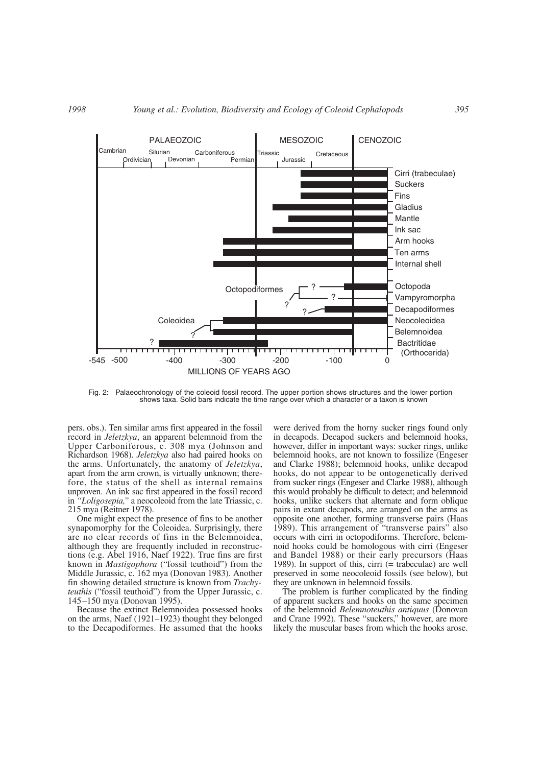Fig. 2: Palaeochronology of the coleoid fossil record. The upper portion shows structures and the lower portion shows taxa. Solid bars indicate the time range over which a character or a taxon is known

pers. obs.). Ten similar arms first appeared in the fossil record in *Jeletzkya*, an apparent belemnoid from the Upper Carboniferous, c. 308 mya (Johnson and Richardson 1968). *Jeletzkya* also had paired hooks on the arms. Unfortunately, the anatomy of *Jeletzkya*, apart from the arm crown, is virtually unknown; therefore, the status of the shell as internal remains unproven. An ink sac first appeared in the fossil record in *"Loligosepia,"* a neocoleoid from the late Triassic, c. 215 mya (Reitner 1978).

One might expect the presence of fins to be another synapomorphy for the Coleoidea. Surprisingly, there are no clear records of fins in the Belemnoidea, although they are frequently included in reconstructions (e.g. Abel 1916, Naef 1922). True fins are first known in *Mastigophora* ("fossil teuthoid") from the Middle Jurassic, c. 162 mya (Donovan 1983). Another fin showing detailed structure is known from *Trachyteuthis* ("fossil teuthoid") from the Upper Jurassic, c. 145–150 mya (Donovan 1995).

Because the extinct Belemnoidea possessed hooks on the arms, Naef (1921–1923) thought they belonged to the Decapodiformes. He assumed that the hooks were derived from the horny sucker rings found only in decapods. Decapod suckers and belemnoid hooks, however, differ in important ways: sucker rings, unlike belemnoid hooks, are not known to fossilize (Engeser and Clarke 1988); belemnoid hooks, unlike decapod hooks, do not appear to be ontogenetically derived from sucker rings (Engeser and Clarke 1988), although this would probably be difficult to detect; and belemnoid hooks, unlike suckers that alternate and form oblique pairs in extant decapods, are arranged on the arms as opposite one another, forming transverse pairs (Haas 1989). This arrangement of "transverse pairs" also occurs with cirri in octopodiforms. Therefore, belemnoid hooks could be homologous with cirri (Engeser and Bandel 1988) or their early precursors (Haas 1989). In support of this, cirri (= trabeculae) are well preserved in some neocoleoid fossils (see below), but they are unknown in belemnoid fossils.

The problem is further complicated by the finding of apparent suckers and hooks on the same specimen of the belemnoid *Belemnoteuthis antiquus* (Donovan and Crane 1992). These "suckers," however, are more likely the muscular bases from which the hooks arose.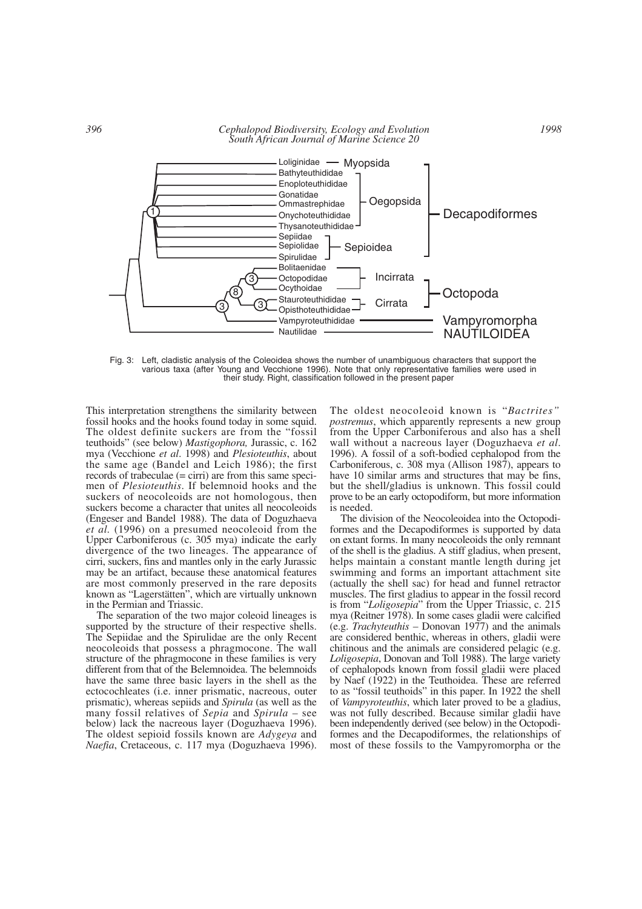Fig. 3: Left, cladistic analysis of the Coleoidea shows the number of unambiguous characters that support the various taxa (after Young and Vecchione 1996). Note that only representative families were used in their study. Right, classification followed in the present paper

This interpretation strengthens the similarity between fossil hooks and the hooks found today in some squid. The oldest definite suckers are from the "fossil teuthoids" (see below) *Mastigophora,* Jurassic, c. 162 mya (Vecchione *et al*. 1998) and *Plesioteuthis*, about the same age (Bandel and Leich 1986); the first records of trabeculae (= cirri) are from this same specimen of *Plesioteuthis*. If belemnoid hooks and the suckers of neocoleoids are not homologous, then suckers become a character that unites all neocoleoids (Engeser and Bandel 1988). The data of Doguzhaeva *et al*. (1996) on a presumed neocoleoid from the Upper Carboniferous (c. 305 mya) indicate the early divergence of the two lineages. The appearance of cirri, suckers, fins and mantles only in the early Jurassic may be an artifact, because these anatomical features are most commonly preserved in the rare deposits known as "Lagerstätten", which are virtually unknown in the Permian and Triassic.

The separation of the two major coleoid lineages is supported by the structure of their respective shells. The Sepiidae and the Spirulidae are the only Recent neocoleoids that possess a phragmocone. The wall structure of the phragmocone in these families is very different from that of the Belemnoidea. The belemnoids have the same three basic layers in the shell as the ectocochleates (i.e. inner prismatic, nacreous, outer prismatic), whereas sepiids and *Spirula* (as well as the many fossil relatives of *Sepia* and *Spirula* – see below) lack the nacreous layer (Doguzhaeva 1996). The oldest sepioid fossils known are *Adygeya* and *Naefia*, Cretaceous, c. 117 mya (Doguzhaeva 1996). The oldest neocoleoid known is "*Bactrites" postremus*, which apparently represents a new group from the Upper Carboniferous and also has a shell wall without a nacreous layer (Doguzhaeva *et al*. 1996). A fossil of a soft-bodied cephalopod from the Carboniferous, c. 308 mya (Allison 1987), appears to have 10 similar arms and structures that may be fins, but the shell/gladius is unknown. This fossil could prove to be an early octopodiform, but more information is needed.

The division of the Neocoleoidea into the Octopodiformes and the Decapodiformes is supported by data on extant forms. In many neocoleoids the only remnant of the shell is the gladius. A stiff gladius, when present, helps maintain a constant mantle length during jet swimming and forms an important attachment site (actually the shell sac) for head and funnel retractor muscles. The first gladius to appear in the fossil record is from "*Loligosepia*" from the Upper Triassic, c. 215 mya (Reitner 1978). In some cases gladii were calcified (e.g. *Trachyteuthis* – Donovan 1977) and the animals are considered benthic, whereas in others, gladii were chitinous and the animals are considered pelagic (e.g. *Loligosepia*, Donovan and Toll 1988). The large variety of cephalopods known from fossil gladii were placed by Naef (1922) in the Teuthoidea. These are referred to as "fossil teuthoids" in this paper. In 1922 the shell of *Vampyroteuthis*, which later proved to be a gladius, was not fully described. Because similar gladii have been independently derived (see below) in the Octopodiformes and the Decapodiformes, the relationships of most of these fossils to the Vampyromorpha or the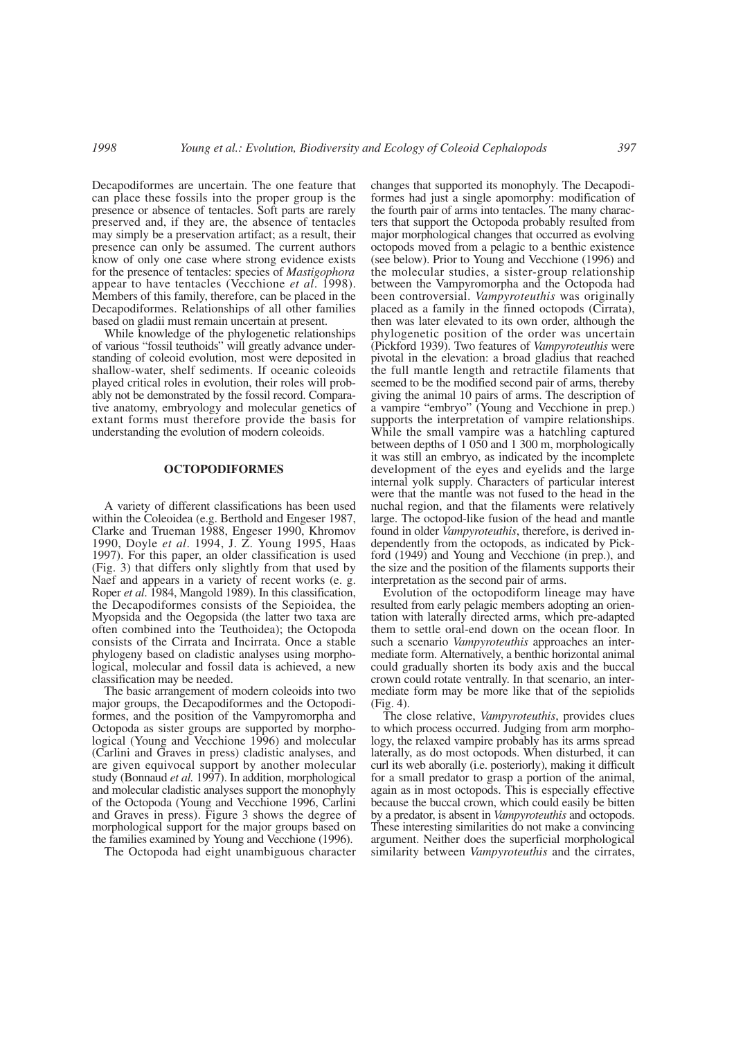Decapodiformes are uncertain. The one feature that can place these fossils into the proper group is the presence or absence of tentacles. Soft parts are rarely preserved and, if they are, the absence of tentacles may simply be a preservation artifact; as a result, their presence can only be assumed. The current authors know of only one case where strong evidence exists for the presence of tentacles: species of *Mastigophora* appear to have tentacles (Vecchione *et al*. 1998). Members of this family, therefore, can be placed in the Decapodiformes. Relationships of all other families based on gladii must remain uncertain at present.

While knowledge of the phylogenetic relationships of various "fossil teuthoids" will greatly advance understanding of coleoid evolution, most were deposited in shallow-water, shelf sediments. If oceanic coleoids played critical roles in evolution, their roles will probably not be demonstrated by the fossil record. Comparative anatomy, embryology and molecular genetics of extant forms must therefore provide the basis for understanding the evolution of modern coleoids.

## OCTOPODIFORMES

A variety of different classifications has been used within the Coleoidea (e.g. Berthold and Engeser 1987, Clarke and Trueman 1988, Engeser 1990, Khromov 1990, Doyle *et al*. 1994, J. Z. Young 1995, Haas 1997). For this paper, an older classification is used (Fig. 3) that differs only slightly from that used by Naef and appears in a variety of recent works (e. g. Roper *et al*. 1984, Mangold 1989). In this classification, the Decapodiformes consists of the Sepioidea, the Myopsida and the Oegopsida (the latter two taxa are often combined into the Teuthoidea); the Octopoda consists of the Cirrata and Incirrata. Once a stable phylogeny based on cladistic analyses using morphological, molecular and fossil data is achieved, a new classification may be needed.

The basic arrangement of modern coleoids into two major groups, the Decapodiformes and the Octopodiformes, and the position of the Vampyromorpha and Octopoda as sister groups are supported by morphological (Young and Vecchione 1996) and molecular (Carlini and Graves in press) cladistic analyses, and are given equivocal support by another molecular study (Bonnaud *et al.* 1997). In addition, morphological and molecular cladistic analyses support the monophyly of the Octopoda (Young and Vecchione 1996, Carlini and Graves in press). Figure 3 shows the degree of morphological support for the major groups based on the families examined by Young and Vecchione (1996).

The Octopoda had eight unambiguous character changes that supported its monophyly. The Decapodiformes had just a single apomorphy: modification of the fourth pair of arms into tentacles. The many characters that support the Octopoda probably resulted from major morphological changes that occurred as evolving octopods moved from a pelagic to a benthic existence (see below). Prior to Young and Vecchione (1996) and the molecular studies, a sister-group relationship between the Vampyromorpha and the Octopoda had been controversial. *Vampyroteuthis* was originally placed as a family in the finned octopods (Cirrata), then was later elevated to its own order, although the phylogenetic position of the order was uncertain (Pickford 1939). Two features of *Vampyroteuthis* were pivotal in the elevation: a broad gladius that reached the full mantle length and retractile filaments that seemed to be the modified second pair of arms, thereby giving the animal 10 pairs of arms. The description of a vampire "embryo" (Young and Vecchione in prep.) supports the interpretation of vampire relationships. While the small vampire was a hatchling captured between depths of 1 050 and 1 300 m, morphologically it was still an embryo, as indicated by the incomplete development of the eyes and eyelids and the large internal yolk supply. Characters of particular interest were that the mantle was not fused to the head in the nuchal region, and that the filaments were relatively large. The octopod-like fusion of the head and mantle found in older *Vampyroteuthis*, therefore, is derived independently from the octopods, as indicated by Pickford (1949) and Young and Vecchione (in prep.), and the size and the position of the filaments supports their interpretation as the second pair of arms.

Evolution of the octopodiform lineage may have resulted from early pelagic members adopting an orientation with laterally directed arms, which pre-adapted them to settle oral-end down on the ocean floor. In such a scenario *Vampyroteuthis* approaches an intermediate form. Alternatively, a benthic horizontal animal could gradually shorten its body axis and the buccal crown could rotate ventrally. In that scenario, an intermediate form may be more like that of the sepiolids (Fig. 4).

The close relative, *Vampyroteuthis*, provides clues to which process occurred. Judging from arm morphology, the relaxed vampire probably has its arms spread laterally, as do most octopods. When disturbed, it can curl its web aborally (i.e. posteriorly), making it difficult for a small predator to grasp a portion of the animal, again as in most octopods. This is especially effective because the buccal crown, which could easily be bitten by a predator, is absent in *Vampyroteuthis* and octopods. These interesting similarities do not make a convincing argument. Neither does the superficial morphological similarity between *Vampyroteuthis* and the cirrates,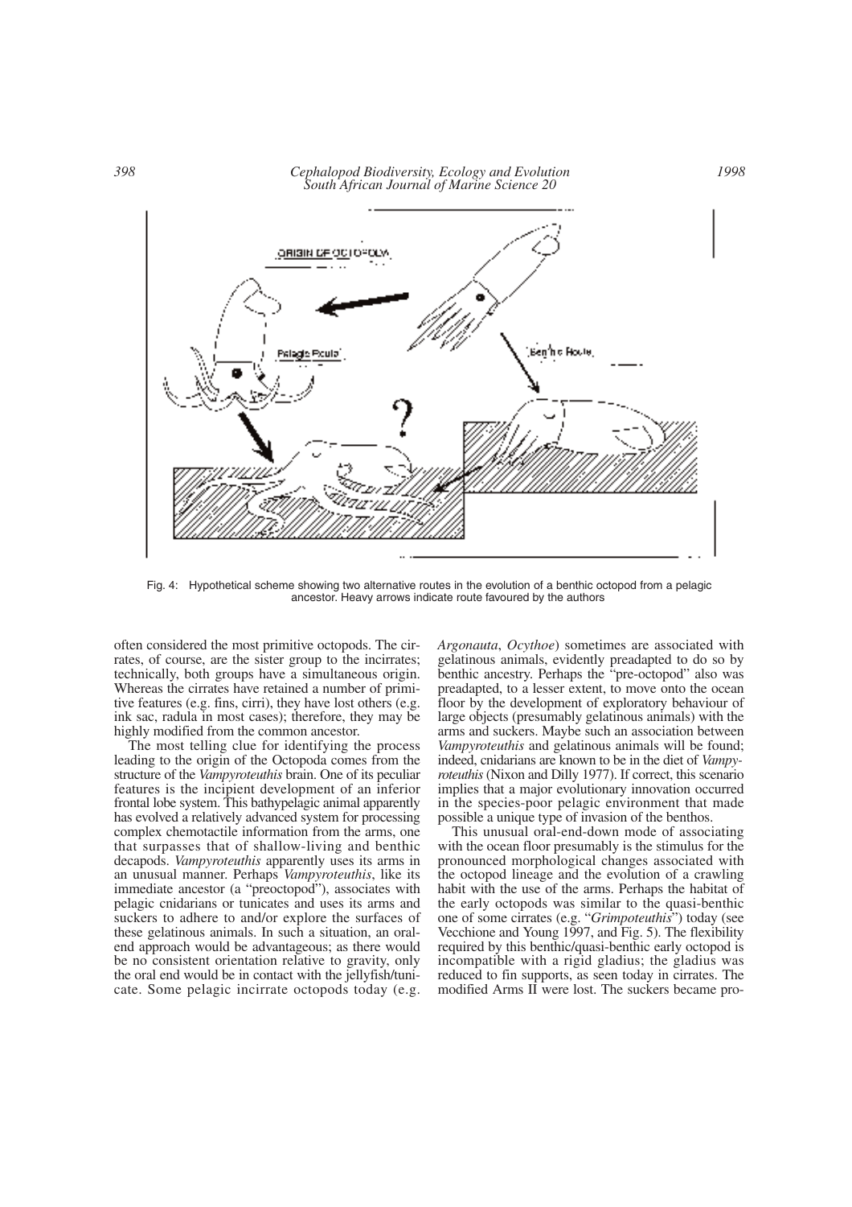Fig. 4: Hypothetical scheme showing two alternative routes in the evolution of a benthic octopod from a pelagic ancestor. Heavy arrows indicate route favoured by the authors

often considered the most primitive octopods. The cirrates, of course, are the sister group to the incirrates; technically, both groups have a simultaneous origin. Whereas the cirrates have retained a number of primitive features (e.g. fins, cirri), they have lost others (e.g. ink sac, radula in most cases); therefore, they may be highly modified from the common ancestor.

The most telling clue for identifying the process leading to the origin of the Octopoda comes from the structure of the *Vampyroteuthis* brain. One of its peculiar features is the incipient development of an inferior frontal lobe system. This bathypelagic animal apparently has evolved a relatively advanced system for processing complex chemotactile information from the arms, one that surpasses that of shallow-living and benthic decapods. *Vampyroteuthis* apparently uses its arms in an unusual manner. Perhaps *Vampyroteuthis*, like its immediate ancestor (a "preoctopod"), associates with pelagic cnidarians or tunicates and uses its arms and suckers to adhere to and/or explore the surfaces of these gelatinous animals. In such a situation, an oral-end approach would be advantageous; as there would be no consistent orientation relative to gravity, only the oral end would be in contact with the jellyfish/tunicate. Some pelagic incirrate octopods today (e.g. *Argonauta*, *Ocythoe*) sometimes are associated with gelatinous animals, evidently preadapted to do so by benthic ancestry. Perhaps the "pre-octopod" also was preadapted, to a lesser extent, to move onto the ocean floor by the development of exploratory behaviour of large objects (presumably gelatinous animals) with the arms and suckers. Maybe such an association between *Vampyroteuthis* and gelatinous animals will be found; indeed, cnidarians are known to be in the diet of *Vampyroteuthis* (Nixon and Dilly 1977). If correct, this scenario implies that a major evolutionary innovation occurred in the species-poor pelagic environment that made possible a unique type of invasion of the benthos.

This unusual oral-end-down mode of associating with the ocean floor presumably is the stimulus for the pronounced morphological changes associated with the octopod lineage and the evolution of a crawling habit with the use of the arms. Perhaps the habitat of the early octopods was similar to the quasi-benthic one of some cirrates (e.g. "*Grimpoteuthis*") today (see Vecchione and Young 1997, and Fig. 5). The flexibility required by this benthic/quasi-benthic early octopod is incompatible with a rigid gladius; the gladius was reduced to fin supports, as seen today in cirrates. The modified Arms II were lost. The suckers became pro-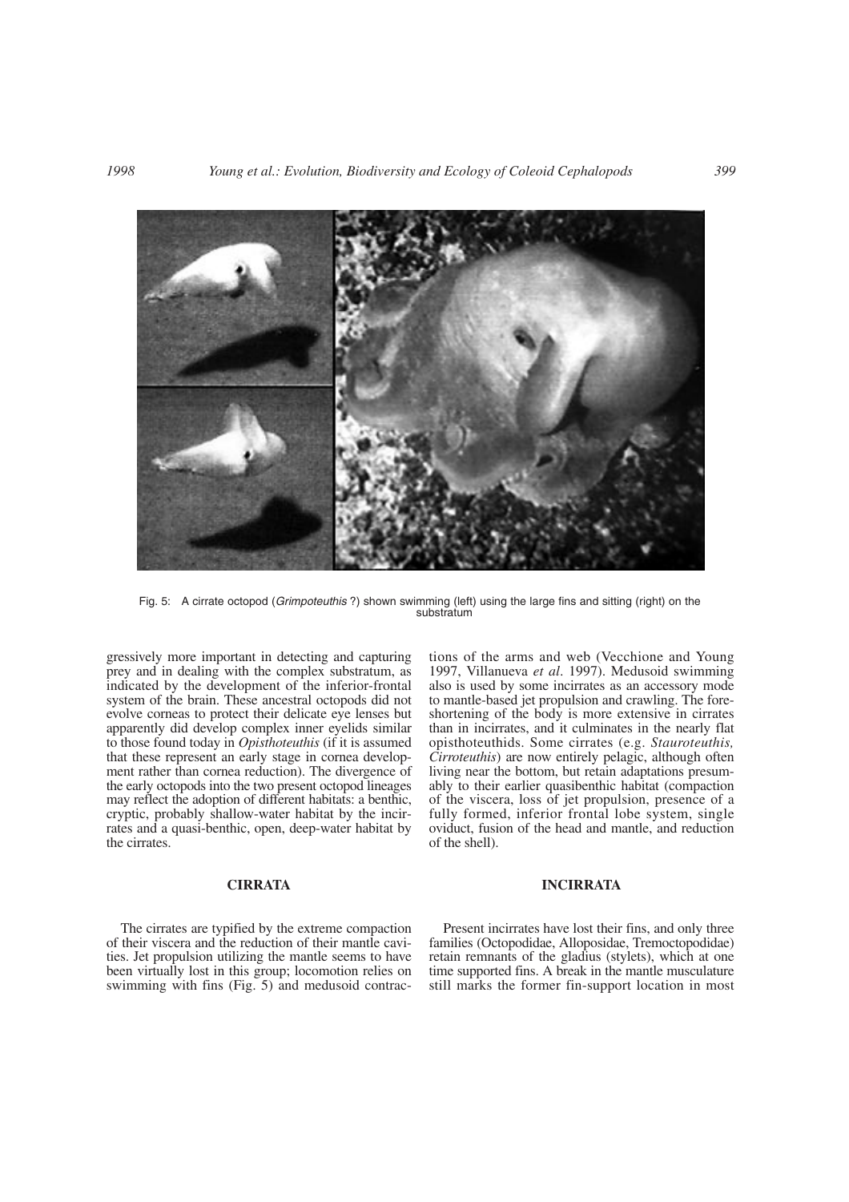Fig. 5: A cirrate octopod (*Grimpoteuthis* ?) shown swimming (left) using the large fins and sitting (right) on the substratum

gressively more important in detecting and capturing prey and in dealing with the complex substratum, as indicated by the development of the inferior-frontal system of the brain. These ancestral octopods did not evolve corneas to protect their delicate eye lenses but apparently did develop complex inner eyelids similar to those found today in *Opisthoteuthis* (if it is assumed that these represent an early stage in cornea development rather than cornea reduction). The divergence of the early octopods into the two present octopod lineages may reflect the adoption of different habitats: a benthic, cryptic, probably shallow-water habitat by the incirrates and a quasi-benthic, open, deep-water habitat by the cirrates.

## CIRRATA

The cirrates are typified by the extreme compaction of their viscera and the reduction of their mantle cavities. Jet propulsion utilizing the mantle seems to have been virtually lost in this group; locomotion relies on swimming with fins (Fig. 5) and medusoid contractions of the arms and web (Vecchione and Young 1997, Villanueva *et al*. 1997). Medusoid swimming also is used by some incirrates as an accessory mode to mantle-based jet propulsion and crawling. The foreshortening of the body is more extensive in cirrates than in incirrates, and it culminates in the nearly flat opisthoteuthids. Some cirrates (e.g. *Stauroteuthis, Cirroteuthis*) are now entirely pelagic, although often living near the bottom, but retain adaptations presumably to their earlier quasibenthic habitat (compaction of the viscera, loss of jet propulsion, presence of a fully formed, inferior frontal lobe system, single oviduct, fusion of the head and mantle, and reduction of the shell).

## INCIRRATA

Present incirrates have lost their fins, and only three families (Octopodidae, Alloposidae, Tremoctopodidae) retain remnants of the gladius (stylets), which at one time supported fins. A break in the mantle musculature still marks the former fin-support location in most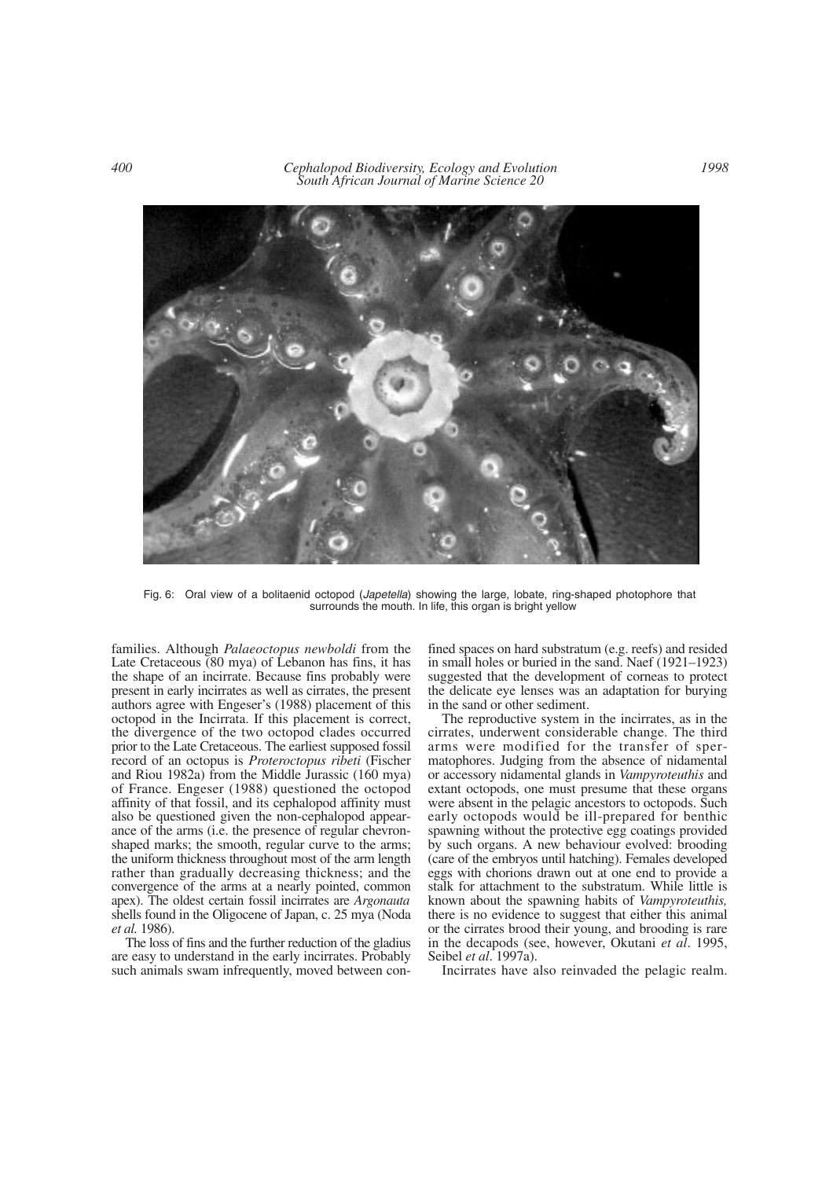Fig. 6: Oral view of a bolitaenid octopod (*Japetella*) showing the large, lobate, ring-shaped photophore that surrounds the mouth. In life, this organ is bright yellow

families. Although *Palaeoctopus newboldi* from the Late Cretaceous (80 mya) of Lebanon has fins, it has the shape of an incirrate. Because fins probably were present in early incirrates as well as cirrates, the present authors agree with Engeser's (1988) placement of this octopod in the Incirrata. If this placement is correct, the divergence of the two octopod clades occurred prior to the Late Cretaceous. The earliest supposed fossil record of an octopus is *Proteroctopus ribeti* (Fischer and Riou 1982a) from the Middle Jurassic (160 mya) of France. Engeser (1988) questioned the octopod affinity of that fossil, and its cephalopod affinity must also be questioned given the non-cephalopod appearance of the arms (i.e. the presence of regular chevron-shaped marks; the smooth, regular curve to the arms; the uniform thickness throughout most of the arm length rather than gradually decreasing thickness; and the convergence of the arms at a nearly pointed, common apex). The oldest certain fossil incirrates are *Argonauta* shells found in the Oligocene of Japan, c. 25 mya (Noda *et al.* 1986).

The loss of fins and the further reduction of the gladius are easy to understand in the early incirrates. Probably such animals swam infrequently, moved between confined spaces on hard substratum (e.g. reefs) and resided in small holes or buried in the sand. Naef (1921–1923) suggested that the development of corneas to protect the delicate eye lenses was an adaptation for burying in the sand or other sediment.

The reproductive system in the incirrates, as in the cirrates, underwent considerable change. The third arms were modified for the transfer of spermatophores. Judging from the absence of nidamental or accessory nidamental glands in *Vampyroteuthis* and extant octopods, one must presume that these organs were absent in the pelagic ancestors to octopods. Such early octopods would be ill-prepared for benthic spawning without the protective egg coatings provided by such organs. A new behaviour evolved: brooding (care of the embryos until hatching). Females developed eggs with chorions drawn out at one end to provide a stalk for attachment to the substratum. While little is known about the spawning habits of *Vampyroteuthis,* there is no evidence to suggest that either this animal or the cirrates brood their young, and brooding is rare in the decapods (see, however, Okutani *et al*. 1995, Seibel *et al*. 1997a).

Incirrates have also reinvaded the pelagic realm.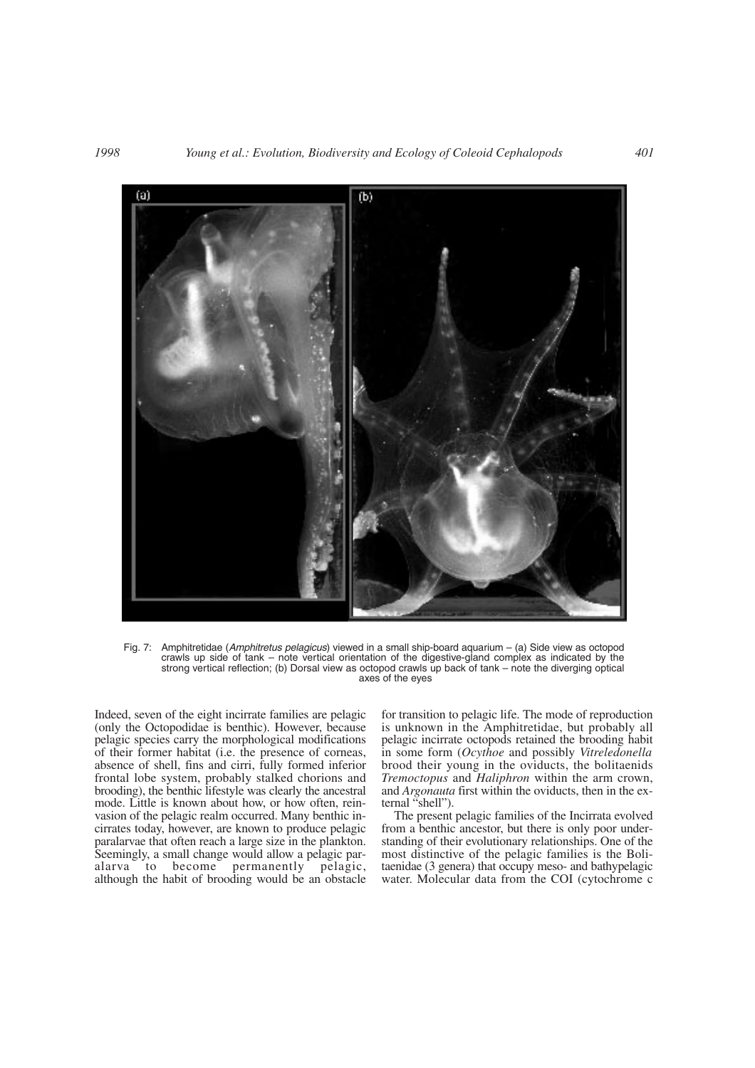Fig. 7: Amphitretidae (*Amphitretus pelagicus*) viewed in a small ship-board aquarium – (a) Side view as octopod crawls up side of tank – note vertical orientation of the digestive-gland complex as indicated by the strong vertical reflection; (b) Dorsal view as octopod crawls up back of tank – note the diverging optical axes of the eyes

Indeed, seven of the eight incirrate families are pelagic (only the Octopodidae is benthic). However, because pelagic species carry the morphological modifications of their former habitat (i.e. the presence of corneas, absence of shell, fins and cirri, fully formed inferior frontal lobe system, probably stalked chorions and brooding), the benthic lifestyle was clearly the ancestral mode. Little is known about how, or how often, reinvasion of the pelagic realm occurred. Many benthic incirrates today, however, are known to produce pelagic paralarvae that often reach a large size in the plankton. Seemingly, a small change would allow a pelagic paralarva to become permanently pelagic, although the habit of brooding would be an obstacle for transition to pelagic life. The mode of reproduction is unknown in the Amphitretidae, but probably all pelagic incirrate octopods retained the brooding habit in some form (*Ocythoe* and possibly *Vitreledonella* brood their young in the oviducts, the bolitaenids *Tremoctopus* and *Haliphron* within the arm crown, and *Argonauta* first within the oviducts, then in the external "shell").

The present pelagic families of the Incirrata evolved from a benthic ancestor, but there is only poor understanding of their evolutionary relationships. One of the most distinctive of the pelagic families is the Bolitaenidae (3 genera) that occupy meso- and bathypelagic water. Molecular data from the COI (cytochrome c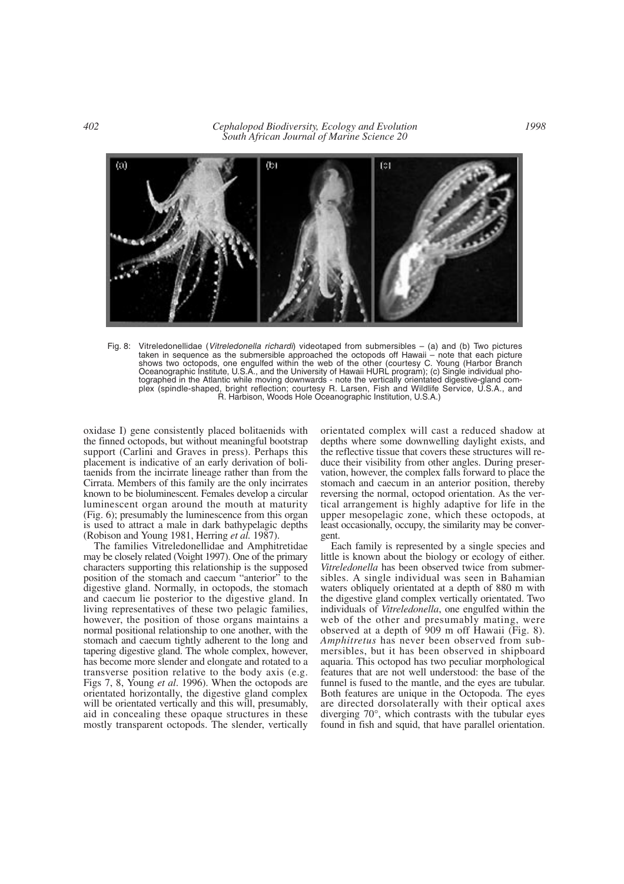Fig. 8: Vitreledonellidae (*Vitreledonella richardi*) videotaped from submersibles – (a) and (b) Two pictures taken in sequence as the submersible approached the octopods off Hawaii – note that each picture shows two octopods, one engulfed within the web of the other (courtesy C. Young (Harbor Branch Oceanographic Institute, U.S.A., and the University of Hawaii HURL program); (c) Single individual photographed in the Atlantic while moving downwards - note the vertically orientated digestive-gland complex (spindle-shaped, bright reflection; courtesy R. Larsen, Fish and Wildlife Service, U.S.A., and R. Harbison, Woods Hole Oceanographic Institution, U.S.A.)

oxidase I) gene consistently placed bolitaenids with the finned octopods, but without meaningful bootstrap support (Carlini and Graves in press). Perhaps this placement is indicative of an early derivation of bolitaenids from the incirrate lineage rather than from the Cirrata. Members of this family are the only incirrates known to be bioluminescent. Females develop a circular luminescent organ around the mouth at maturity (Fig. 6); presumably the luminescence from this organ is used to attract a male in dark bathypelagic depths (Robison and Young 1981, Herring *et al.* 1987).

The families Vitreledonellidae and Amphitretidae may be closely related (Voight 1997). One of the primary characters supporting this relationship is the supposed position of the stomach and caecum "anterior" to the digestive gland. Normally, in octopods, the stomach and caecum lie posterior to the digestive gland. In living representatives of these two pelagic families, however, the position of those organs maintains a normal positional relationship to one another, with the stomach and caecum tightly adherent to the long and tapering digestive gland. The whole complex, however, has become more slender and elongate and rotated to a transverse position relative to the body axis (e.g. Figs 7, 8, Young *et al.* 1996). When the octopods are orientated horizontally, the digestive gland complex will be orientated vertically and this will, presumably, aid in concealing these opaque structures in these mostly transparent octopods. The slender, vertically orientated complex will cast a reduced shadow at depths where some downwelling daylight exists, and the reflective tissue that covers these structures will reduce their visibility from other angles. During preservation, however, the complex falls forward to place the stomach and caecum in an anterior position, thereby reversing the normal, octopod orientation. As the vertical arrangement is highly adaptive for life in the upper mesopelagic zone, which these octopods, at least occasionally, occupy, the similarity may be convergent.

Each family is represented by a single species and little is known about the biology or ecology of either. *Vitreledonella* has been observed twice from submersibles. A single individual was seen in Bahamian waters obliquely orientated at a depth of 880 m with the digestive gland complex vertically orientated. Two individuals of *Vitreledonella*, one engulfed within the web of the other and presumably mating, were observed at a depth of 909 m off Hawaii (Fig. 8). *Amphitretus* has never been observed from submersibles, but it has been observed in shipboard aquaria. This octopod has two peculiar morphological features that are not well understood: the base of the funnel is fused to the mantle, and the eyes are tubular. Both features are unique in the Octopoda. The eyes are directed dorsolaterally with their optical axes diverging 70°, which contrasts with the tubular eyes found in fish and squid, that have parallel orientation.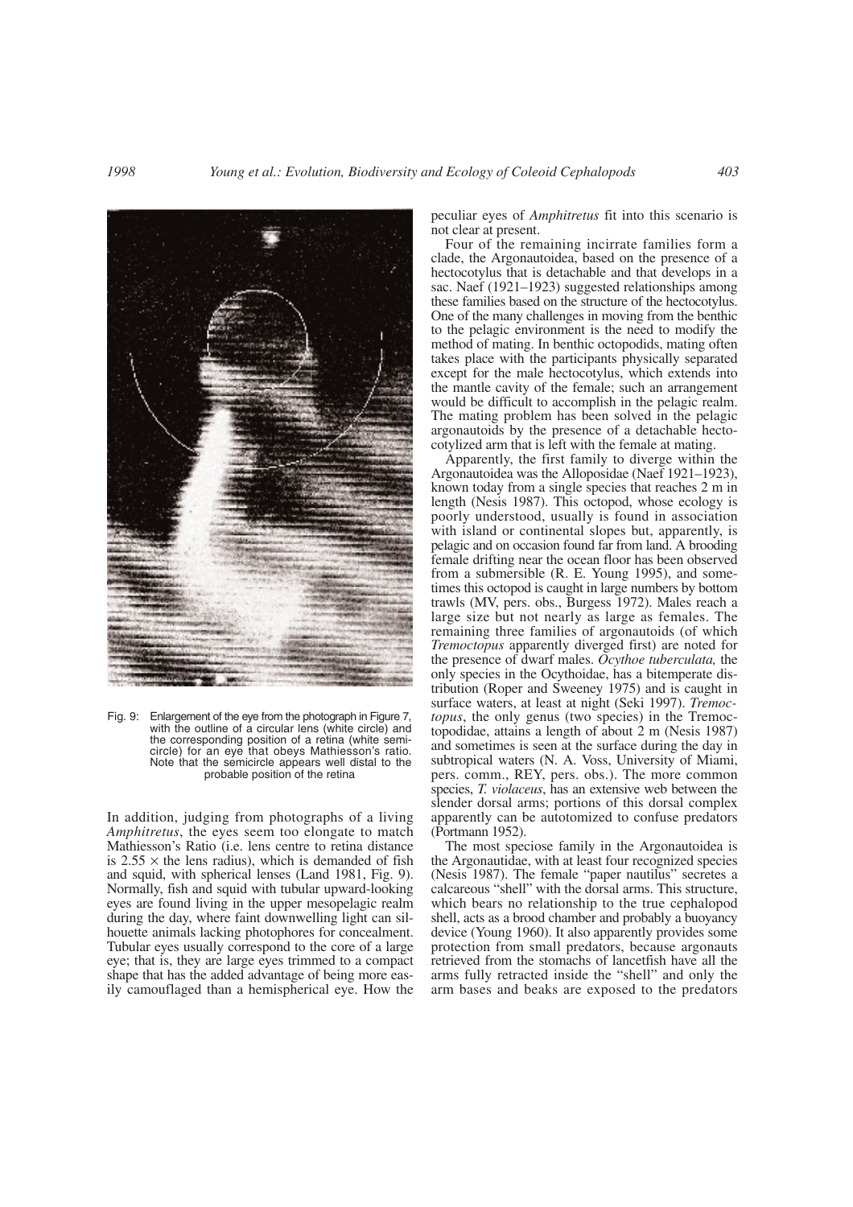Fig. 9: Enlargement of the eye from the photograph in Figure 7, with the outline of a circular lens (white circle) and the corresponding position of a retina (white semicircle) for an eye that obeys Mathiesson's ratio. Note that the semicircle appears well distal to the probable position of the retina

In addition, judging from photographs of a living *Amphitretus*, the eyes seem too elongate to match Mathiesson's Ratio (i.e. lens centre to retina distance is 2.55 × the lens radius), which is demanded of fish and squid, with spherical lenses (Land 1981, Fig. 9). Normally, fish and squid with tubular upward-looking eyes are found living in the upper mesopelagic realm during the day, where faint downwelling light can silhouette animals lacking photophores for concealment. Tubular eyes usually correspond to the core of a large eye; that is, they are large eyes trimmed to a compact shape that has the added advantage of being more easily camouflaged than a hemispherical eye. How the peculiar eyes of *Amphitretus* fit into this scenario is not clear at present.

Four of the remaining incirrate families form a clade, the Argonautoidea, based on the presence of a hectocotylus that is detachable and that develops in a sac. Naef (1921–1923) suggested relationships among these families based on the structure of the hectocotylus. One of the many challenges in moving from the benthic to the pelagic environment is the need to modify the method of mating. In benthic octopodids, mating often takes place with the participants physically separated except for the male hectocotylus, which extends into the mantle cavity of the female; such an arrangement would be difficult to accomplish in the pelagic realm. The mating problem has been solved in the pelagic argonautoids by the presence of a detachable hectocotylized arm that is left with the female at mating.

Apparently, the first family to diverge within the Argonautoidea was the Alloposidae (Naef 1921–1923), known today from a single species that reaches 2 m in length (Nesis 1987). This octopod, whose ecology is poorly understood, usually is found in association with island or continental slopes but, apparently, is pelagic and on occasion found far from land. A brooding female drifting near the ocean floor has been observed from a submersible (R. E. Young 1995), and sometimes this octopod is caught in large numbers by bottom trawls (MV, pers. obs., Burgess 1972). Males reach a large size but not nearly as large as females. The remaining three families of argonautoids (of which *Tremoctopus* apparently diverged first) are noted for the presence of dwarf males. *Ocythoe tuberculata,* the only species in the Ocythoidae, has a bitemperate distribution (Roper and Sweeney 1975) and is caught in surface waters, at least at night (Seki 1997). *Tremoctopus*, the only genus (two species) in the Tremoctopodidae, attains a length of about 2 m (Nesis 1987) and sometimes is seen at the surface during the day in subtropical waters (N. A. Voss, University of Miami, pers. comm., REY, pers. obs.). The more common species, *T. violaceus*, has an extensive web between the slender dorsal arms; portions of this dorsal complex apparently can be autotomized to confuse predators (Portmann 1952).

The most speciose family in the Argonautoidea is the Argonautidae, with at least four recognized species (Nesis 1987). The female "paper nautilus" secretes a calcareous "shell" with the dorsal arms. This structure, which bears no relationship to the true cephalopod shell, acts as a brood chamber and probably a buoyancy device (Young 1960). It also apparently provides some protection from small predators, because argonauts retrieved from the stomachs of lancetfish have all the arms fully retracted inside the "shell" and only the arm bases and beaks are exposed to the predators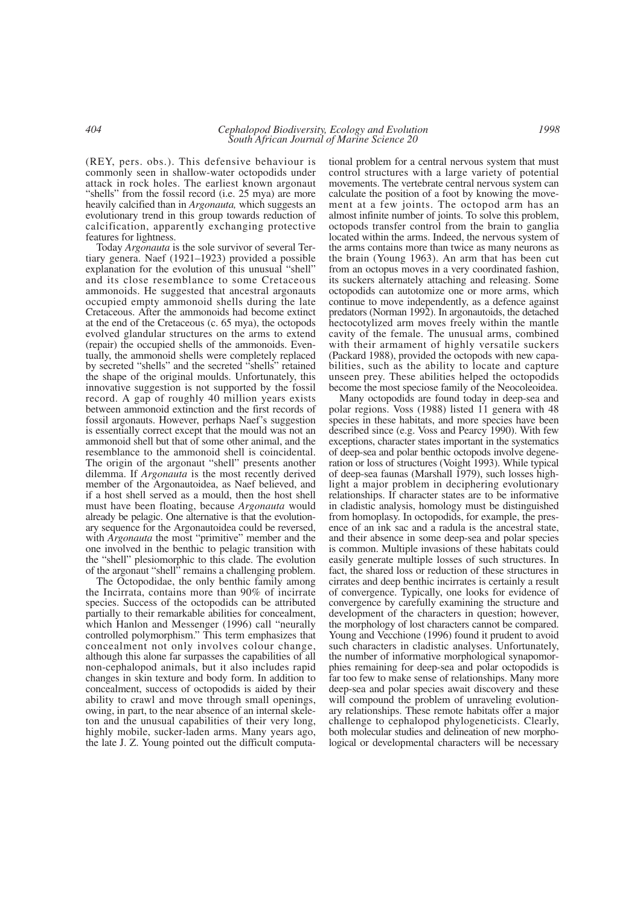(REY, pers. obs.). This defensive behaviour is commonly seen in shallow-water octopodids under attack in rock holes. The earliest known argonaut "shells" from the fossil record (i.e. 25 mya) are more heavily calcified than in *Argonauta,* which suggests an evolutionary trend in this group towards reduction of calcification, apparently exchanging protective features for lightness.

Today *Argonauta* is the sole survivor of several Tertiary genera. Naef (1921–1923) provided a possible explanation for the evolution of this unusual "shell" and its close resemblance to some Cretaceous ammonoids. He suggested that ancestral argonauts occupied empty ammonoid shells during the late Cretaceous. After the ammonoids had become extinct at the end of the Cretaceous (c. 65 mya), the octopods evolved glandular structures on the arms to extend (repair) the occupied shells of the ammonoids. Eventually, the ammonoid shells were completely replaced by secreted "shells" and the secreted "shells" retained the shape of the original moulds. Unfortunately, this innovative suggestion is not supported by the fossil record. A gap of roughly 40 million years exists between ammonoid extinction and the first records of fossil argonauts. However, perhaps Naef's suggestion is essentially correct except that the mould was not an ammonoid shell but that of some other animal, and the resemblance to the ammonoid shell is coincidental. The origin of the argonaut "shell" presents another dilemma. If *Argonauta* is the most recently derived member of the Argonautoidea, as Naef believed, and if a host shell served as a mould, then the host shell must have been floating, because *Argonauta* would already be pelagic. One alternative is that the evolutionary sequence for the Argonautoidea could be reversed, with *Argonauta* the most "primitive" member and the one involved in the benthic to pelagic transition with the "shell" plesiomorphic to this clade. The evolution of the argonaut "shell" remains a challenging problem.

The Octopodidae, the only benthic family among the Incirrata, contains more than 90% of incirrate species. Success of the octopodids can be attributed partially to their remarkable abilities for concealment, which Hanlon and Messenger (1996) call "neurally controlled polymorphism." This term emphasizes that concealment not only involves colour change, although this alone far surpasses the capabilities of all non-cephalopod animals, but it also includes rapid changes in skin texture and body form. In addition to concealment, success of octopodids is aided by their ability to crawl and move through small openings, owing, in part, to the near absence of an internal skeleton and the unusual capabilities of their very long, highly mobile, sucker-laden arms. Many years ago, the late J. Z. Young pointed out the difficult computational problem for a central nervous system that must control structures with a large variety of potential movements. The vertebrate central nervous system can calculate the position of a foot by knowing the movement at a few joints. The octopod arm has an almost infinite number of joints. To solve this problem, octopods transfer control from the brain to ganglia located within the arms. Indeed, the nervous system of the arms contains more than twice as many neurons as the brain (Young 1963). An arm that has been cut from an octopus moves in a very coordinated fashion, its suckers alternately attaching and releasing. Some octopodids can autotomize one or more arms, which continue to move independently, as a defence against predators (Norman 1992). In argonautoids, the detached hectocotylized arm moves freely within the mantle cavity of the female. The unusual arms, combined with their armament of highly versatile suckers (Packard 1988), provided the octopods with new capabilities, such as the ability to locate and capture unseen prey. These abilities helped the octopodids become the most speciose family of the Neocoleoidea.

Many octopodids are found today in deep-sea and polar regions. Voss (1988) listed 11 genera with 48 species in these habitats, and more species have been described since (e.g. Voss and Pearcy 1990). With few exceptions, character states important in the systematics of deep-sea and polar benthic octopods involve degeneration or loss of structures (Voight 1993). While typical of deep-sea faunas (Marshall 1979), such losses highlight a major problem in deciphering evolutionary relationships. If character states are to be informative in cladistic analysis, homology must be distinguished from homoplasy. In octopodids, for example, the presence of an ink sac and a radula is the ancestral state, and their absence in some deep-sea and polar species is common. Multiple invasions of these habitats could easily generate multiple losses of such structures. In fact, the shared loss or reduction of these structures in cirrates and deep benthic incirrates is certainly a result of convergence. Typically, one looks for evidence of convergence by carefully examining the structure and development of the characters in question; however, the morphology of lost characters cannot be compared. Young and Vecchione (1996) found it prudent to avoid such characters in cladistic analyses. Unfortunately, the number of informative morphological synapomorphies remaining for deep-sea and polar octopodids is far too few to make sense of relationships. Many more deep-sea and polar species await discovery and these will compound the problem of unraveling evolutionary relationships. These remote habitats offer a major challenge to cephalopod phylogeneticists. Clearly, both molecular studies and delineation of new morphological or developmental characters will be necessary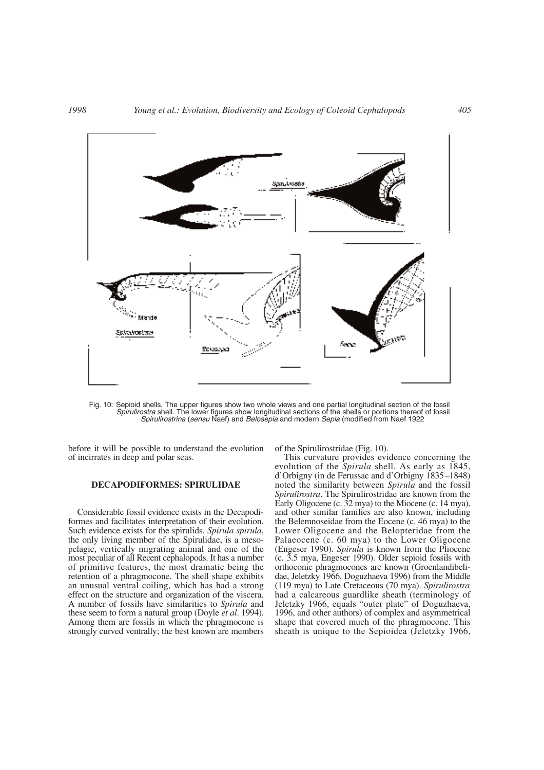Fig. 10: Sepioid shells. The upper figures show two whole views and one partial longitudinal section of the fossil *Spirulirostra* shell. The lower figures show longitudinal sections of the shells or portions thereof of fossil *Spirulirostrina* (*sensu* Naef) and *Belosepia* and modern *Sepia* (modified from Naef 1922

before it will be possible to understand the evolution of incirrates in deep and polar seas.

## DECAPODIFORMES: SPIRULIDAE

Considerable fossil evidence exists in the Decapodiformes and facilitates interpretation of their evolution. Such evidence exists for the spirulids. *Spirula spirula*, the only living member of the Spirulidae, is a mesopelagic, vertically migrating animal and one of the most peculiar of all Recent cephalopods. It has a number of primitive features, the most dramatic being the retention of a phragmocone. The shell shape exhibits an unusual ventral coiling, which has had a strong effect on the structure and organization of the viscera. A number of fossils have similarities to *Spirula* and these seem to form a natural group (Doyle *et al*. 1994). Among them are fossils in which the phragmocone is strongly curved ventrally; the best known are members of the Spirulirostridae (Fig. 10).

This curvature provides evidence concerning the evolution of the *Spirula* shell. As early as 1845, d'Orbigny (in de Ferussac and d'Orbigny 1835–1848) noted the similarity between *Spirula* and the fossil *Spirulirostra*. The Spirulirostridae are known from the Early Oligocene (c. 32 mya) to the Miocene (c. 14 mya), and other similar families are also known, including the Belemnoseidae from the Eocene (c. 46 mya) to the Lower Oligocene and the Belopteridae from the Palaeocene (c. 60 mya) to the Lower Oligocene (Engeser 1990). *Spirula* is known from the Pliocene (c. 3.5 mya, Engeser 1990). Older sepioid fossils with orthoconic phragmocones are known (Groenlandibelidae, Jeletzky 1966, Doguzhaeva 1996) from the Middle (119 mya) to Late Cretaceous (70 mya). *Spirulirostra* had a calcareous guardlike sheath (terminology of Jeletzky 1966, equals "outer plate" of Doguzhaeva, 1996, and other authors) of complex and asymmetrical shape that covered much of the phragmocone. This sheath is unique to the Sepioidea (Jeletzky 1966,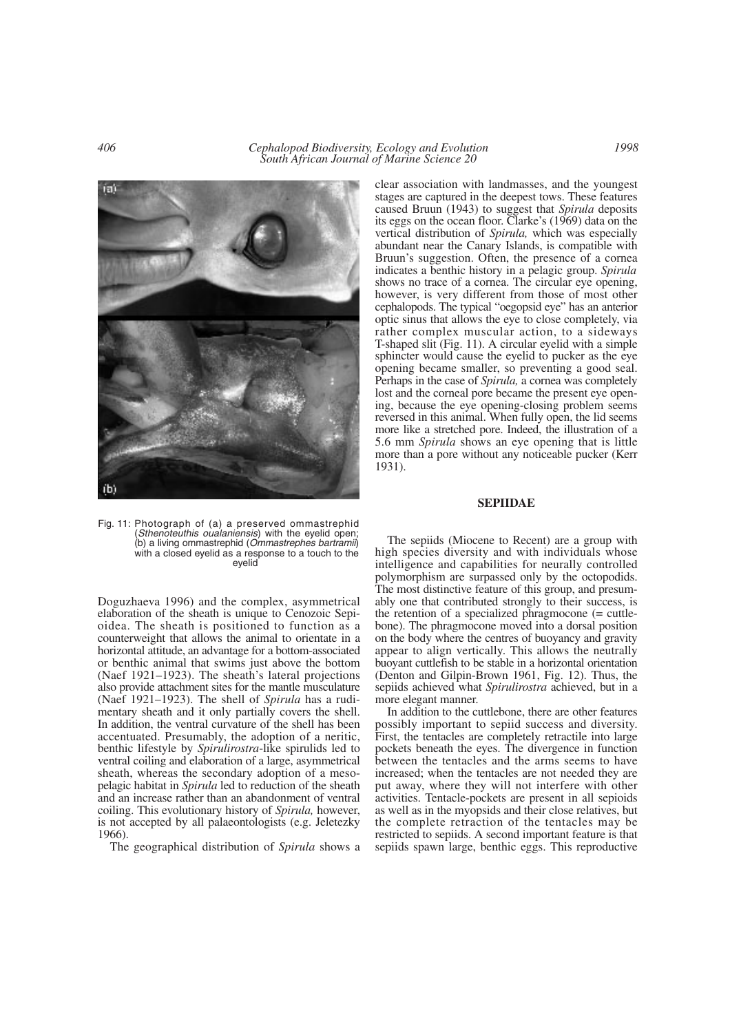Fig. 11: Photograph of (a) a preserved ommastrephid (*Sthenoteuthis oualaniensis*) with the eyelid open; (b) a living ommastrephid (*Ommastrephes bartramii*) with a closed eyelid as a response to a touch to the eyelid

Doguzhaeva 1996) and the complex, asymmetrical elaboration of the sheath is unique to Cenozoic Sepioidea. The sheath is positioned to function as a counterweight that allows the animal to orientate in a horizontal attitude, an advantage for a bottom-associated or benthic animal that swims just above the bottom (Naef 1921–1923). The sheath's lateral projections also provide attachment sites for the mantle musculature (Naef 1921–1923). The shell of *Spirula* has a rudimentary sheath and it only partially covers the shell. In addition, the ventral curvature of the shell has been accentuated. Presumably, the adoption of a neritic, benthic lifestyle by *Spirulirostra*-like spirulids led to ventral coiling and elaboration of a large, asymmetrical sheath, whereas the secondary adoption of a mesopelagic habitat in *Spirula* led to reduction of the sheath and an increase rather than an abandonment of ventral coiling. This evolutionary history of *Spirula,* however, is not accepted by all palaeontologists (e.g. Jeletezky 1966).

The geographical distribution of *Spirula* shows a clear association with landmasses, and the youngest stages are captured in the deepest tows. These features caused Bruun (1943) to suggest that *Spirula* deposits its eggs on the ocean floor. Clarke's (1969) data on the vertical distribution of *Spirula,* which was especially abundant near the Canary Islands, is compatible with Bruun's suggestion. Often, the presence of a cornea indicates a benthic history in a pelagic group. *Spirula* shows no trace of a cornea. The circular eye opening, however, is very different from those of most other cephalopods. The typical "oegopsid eye" has an anterior optic sinus that allows the eye to close completely, via rather complex muscular action, to a sideways T-shaped slit (Fig. 11). A circular eyelid with a simple sphincter would cause the eyelid to pucker as the eye opening became smaller, so preventing a good seal. Perhaps in the case of *Spirula,* a cornea was completely lost and the corneal pore became the present eye opening, because the eye opening-closing problem seems reversed in this animal. When fully open, the lid seems more like a stretched pore. Indeed, the illustration of a 5.6 mm *Spirula* shows an eye opening that is little more than a pore without any noticeable pucker (Kerr 1931).

## SEPIIDAE

The sepiids (Miocene to Recent) are a group with high species diversity and with individuals whose intelligence and capabilities for neurally controlled polymorphism are surpassed only by the octopodids. The most distinctive feature of this group, and presumably one that contributed strongly to their success, is the retention of a specialized phragmocone (= cuttlebone). The phragmocone moved into a dorsal position on the body where the centres of buoyancy and gravity appear to align vertically. This allows the neutrally buoyant cuttlefish to be stable in a horizontal orientation (Denton and Gilpin-Brown 1961, Fig. 12). Thus, the sepiids achieved what *Spirulirostra* achieved, but in a more elegant manner.

In addition to the cuttlebone, there are other features possibly important to sepiid success and diversity. First, the tentacles are completely retractile into large pockets beneath the eyes. The divergence in function between the tentacles and the arms seems to have increased; when the tentacles are not needed they are put away, where they will not interfere with other activities. Tentacle-pockets are present in all sepioids as well as in the myopsids and their close relatives, but the complete retraction of the tentacles may be restricted to sepiids. A second important feature is that sepiids spawn large, benthic eggs. This reproductive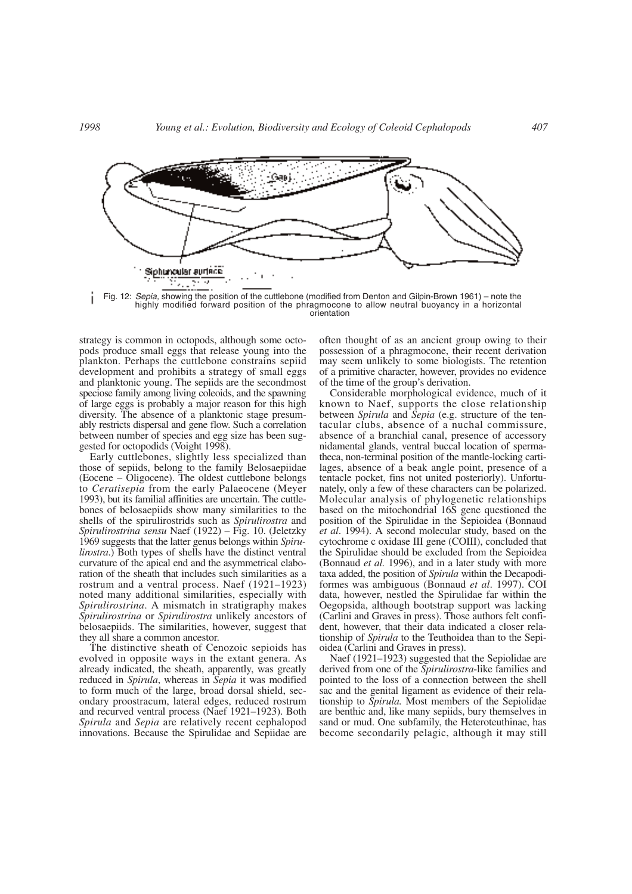Gas

Siphuncular surface

Fig. 12: *Sepia,* showing the position of the cuttlebone (modified from Denton and Gilpin-Brown 1961) – note the highly modified forward position of the phragmocone to allow neutral buoyancy in a horizontal orientation

strategy is common in octopods, although some octopods produce small eggs that release young into the plankton. Perhaps the cuttlebone constrains sepiid development and prohibits a strategy of small eggs and planktonic young. The sepiids are the secondmost speciose family among living coleoids, and the spawning of large eggs is probably a major reason for this high diversity. The absence of a planktonic stage presumably restricts dispersal and gene flow. Such a correlation between number of species and egg size has been suggested for octopodids (Voight 1998).

Early cuttlebones, slightly less specialized than those of sepiids, belong to the family Belosaepiidae (Eocene – Oligocene). The oldest cuttlebone belongs to *Ceratisepia* from the early Palaeocene (Meyer 1993), but its familial affinities are uncertain. The cuttlebones of belosaepiids show many similarities to the shells of the spirulirostrids such as *Spirulirostra* and *Spirulirostrina sensu* Naef (1922) – Fig. 10. (Jeletzky 1969 suggests that the latter genus belongs within *Spirulirostra*.) Both types of shells have the distinct ventral curvature of the apical end and the asymmetrical elaboration of the sheath that includes such similarities as a rostrum and a ventral process. Naef (1921–1923) noted many additional similarities, especially with *Spirulirostrina*. A mismatch in stratigraphy makes *Spirulirostrina* or *Spirulirostra* unlikely ancestors of belosaepiids. The similarities, however, suggest that they all share a common ancestor.

The distinctive sheath of Cenozoic sepioids has evolved in opposite ways in the extant genera. As already indicated, the sheath, apparently, was greatly reduced in *Spirula*, whereas in *Sepia* it was modified to form much of the large, broad dorsal shield, secondary proostracum, lateral edges, reduced rostrum and recurved ventral process (Naef 1921–1923). Both *Spirula* and *Sepia* are relatively recent cephalopod innovations. Because the Spirulidae and Sepiidae are often thought of as an ancient group owing to their possession of a phragmocone, their recent derivation may seem unlikely to some biologists. The retention of a primitive character, however, provides no evidence of the time of the group's derivation.

Considerable morphological evidence, much of it known to Naef, supports the close relationship between *Spirula* and *Sepia* (e.g. structure of the tentacular clubs, absence of a nuchal commissure, absence of a branchial canal, presence of accessory nidamental glands, ventral buccal location of spermatheca, non-terminal position of the mantle-locking cartilages, absence of a beak angle point, presence of a tentacle pocket, fins not united posteriorly). Unfortunately, only a few of these characters can be polarized. Molecular analysis of phylogenetic relationships based on the mitochondrial 16S gene questioned the position of the Spirulidae in the Sepioidea (Bonnaud *et al*. 1994). A second molecular study, based on the cytochrome c oxidase III gene (COIII), concluded that the Spirulidae should be excluded from the Sepioidea (Bonnaud *et al.* 1996), and in a later study with more taxa added, the position of *Spirula* within the Decapodiformes was ambiguous (Bonnaud *et al*. 1997). COI data, however, nestled the Spirulidae far within the Oegopsida, although bootstrap support was lacking (Carlini and Graves in press). Those authors felt confident, however, that their data indicated a closer relationship of *Spirula* to the Teuthoidea than to the Sepioidea (Carlini and Graves in press).

Naef (1921–1923) suggested that the Sepiolidae are derived from one of the *Spirulirostra*-like families and pointed to the loss of a connection between the shell sac and the genital ligament as evidence of their relationship to *Spirula.* Most members of the Sepiolidae are benthic and, like many sepiids, bury themselves in sand or mud. One subfamily, the Heteroteuthinae, has become secondarily pelagic, although it may still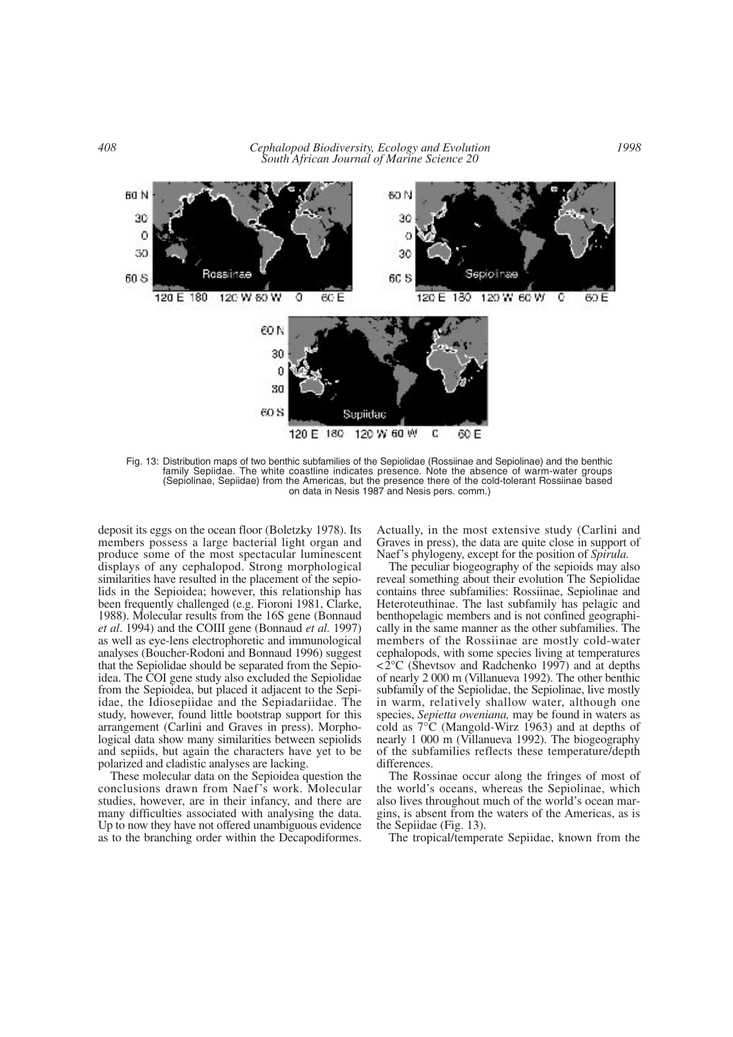Fig. 13: Distribution maps of two benthic subfamilies of the Sepiolidae (Rossiinae and Sepiolinae) and the benthic family Sepiidae. The white coastline indicates presence. Note the absence of warm-water groups (Sepiolinae, Sepiidae) from the Americas, but the presence there of the cold-tolerant Rossiinae based on data in Nesis 1987 and Nesis pers. comm.)

deposit its eggs on the ocean floor (Boletzky 1978). Its members possess a large bacterial light organ and produce some of the most spectacular luminescent displays of any cephalopod. Strong morphological similarities have resulted in the placement of the sepiolids in the Sepioidea; however, this relationship has been frequently challenged (e.g. Fioroni 1981, Clarke, 1988). Molecular results from the 16S gene (Bonnaud *et al*. 1994) and the COIII gene (Bonnaud *et al.* 1997) as well as eye-lens electrophoretic and immunological analyses (Boucher-Rodoni and Bonnaud 1996) suggest that the Sepiolidae should be separated from the Sepioidea. The COI gene study also excluded the Sepiolidae from the Sepioidea, but placed it adjacent to the Sepiidae, the Idiosepiidae and the Sepiadariidae. The study, however, found little bootstrap support for this arrangement (Carlini and Graves in press). Morphological data show many similarities between sepiolids and sepiids, but again the characters have yet to be polarized and cladistic analyses are lacking.

These molecular data on the Sepioidea question the conclusions drawn from Naef's work. Molecular studies, however, are in their infancy, and there are many difficulties associated with analysing the data. Up to now they have not offered unambiguous evidence as to the branching order within the Decapodiformes. Actually, in the most extensive study (Carlini and Graves in press), the data are quite close in support of Naef's phylogeny, except for the position of *Spirula.*

The peculiar biogeography of the sepioids may also reveal something about their evolution The Sepiolidae contains three subfamilies: Rossiinae, Sepiolinae and Heteroteuthinae. The last subfamily has pelagic and benthopelagic members and is not confined geographically in the same manner as the other subfamilies. The members of the Rossiinae are mostly cold-water cephalopods, with some species living at temperatures <2°C (Shevtsov and Radchenko 1997) and at depths of nearly 2 000 m (Villanueva 1992). The other benthic subfamily of the Sepiolidae, the Sepiolinae, live mostly in warm, relatively shallow water, although one species, *Sepietta oweniana,* may be found in waters as cold as 7°C (Mangold-Wirz 1963) and at depths of nearly 1 000 m (Villanueva 1992). The biogeography of the subfamilies reflects these temperature/depth differences.

The Rossinae occur along the fringes of most of the world's oceans, whereas the Sepiolinae, which also lives throughout much of the world's ocean margins, is absent from the waters of the Americas, as is the Sepiidae (Fig. 13).

The tropical/temperate Sepiidae, known from the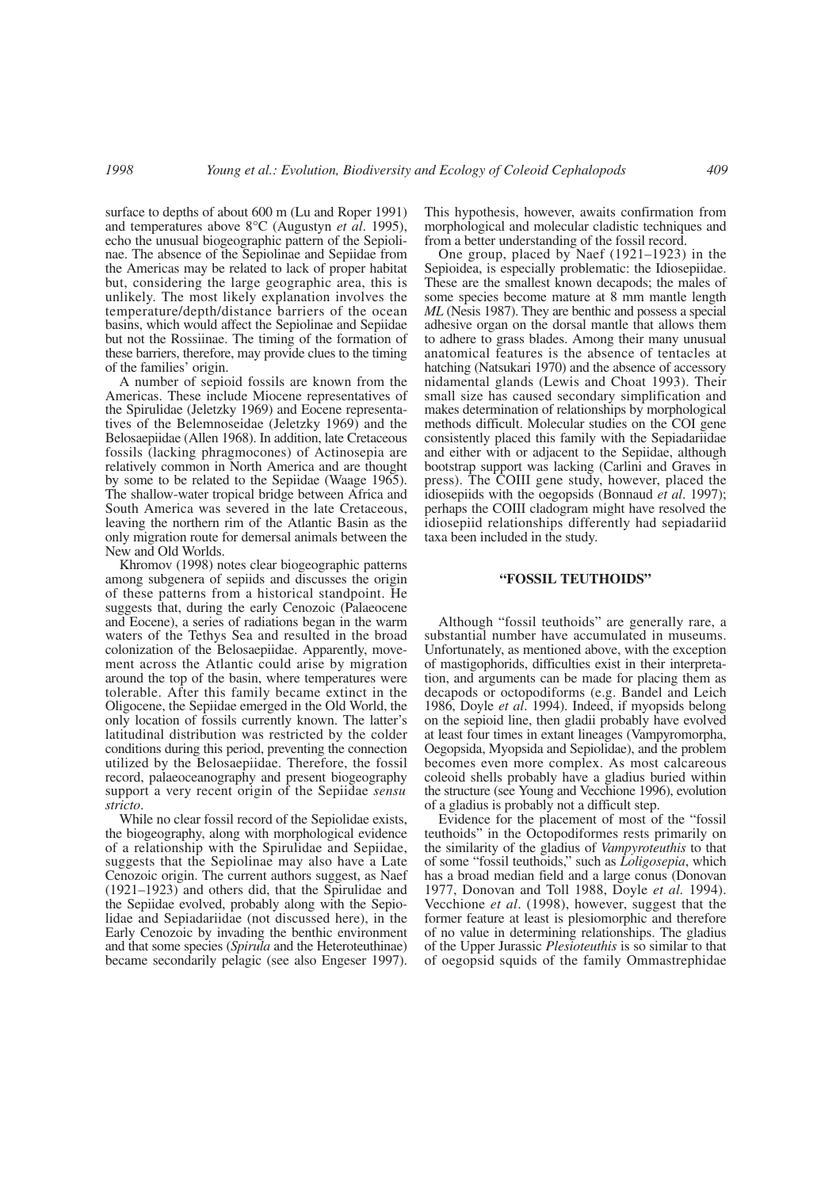surface to depths of about 600 m (Lu and Roper 1991) and temperatures above 8°C (Augustyn *et al*. 1995), echo the unusual biogeographic pattern of the Sepiolinae. The absence of the Sepiolinae and Sepiidae from the Americas may be related to lack of proper habitat but, considering the large geographic area, this is unlikely. The most likely explanation involves the temperature/depth/distance barriers of the ocean basins, which would affect the Sepiolinae and Sepiidae but not the Rossiinae. The timing of the formation of these barriers, therefore, may provide clues to the timing of the families' origin.

A number of sepioid fossils are known from the Americas. These include Miocene representatives of the Spirulidae (Jeletzky 1969) and Eocene representatives of the Belemnoseidae (Jeletzky 1969) and the Belosaepiidae (Allen 1968). In addition, late Cretaceous fossils (lacking phragmocones) of Actinosepia are relatively common in North America and are thought by some to be related to the Sepiidae (Waage 1965). The shallow-water tropical bridge between Africa and South America was severed in the late Cretaceous, leaving the northern rim of the Atlantic Basin as the only migration route for demersal animals between the New and Old Worlds.

Khromov (1998) notes clear biogeographic patterns among subgenera of sepiids and discusses the origin of these patterns from a historical standpoint. He suggests that, during the early Cenozoic (Palaeocene and Eocene), a series of radiations began in the warm waters of the Tethys Sea and resulted in the broad colonization of the Belosaepiidae. Apparently, movement across the Atlantic could arise by migration around the top of the basin, where temperatures were tolerable. After this family became extinct in the Oligocene, the Sepiidae emerged in the Old World, the only location of fossils currently known. The latter's latitudinal distribution was restricted by the colder conditions during this period, preventing the connection utilized by the Belosaepiidae. Therefore, the fossil record, palaeoceanography and present biogeography support a very recent origin of the Sepiidae *sensu stricto*.

While no clear fossil record of the Sepiolidae exists, the biogeography, along with morphological evidence of a relationship with the Spirulidae and Sepiidae, suggests that the Sepiolinae may also have a Late Cenozoic origin. The current authors suggest, as Naef (1921–1923) and others did, that the Spirulidae and the Sepiidae evolved, probably along with the Sepiolidae and Sepiadariidae (not discussed here), in the Early Cenozoic by invading the benthic environment and that some species (*Spirula* and the Heteroteuthinae) became secondarily pelagic (see also Engeser 1997). This hypothesis, however, awaits confirmation from morphological and molecular cladistic techniques and from a better understanding of the fossil record.

One group, placed by Naef (1921–1923) in the Sepioidea, is especially problematic: the Idiosepiidae. These are the smallest known decapods; the males of some species become mature at 8 mm mantle length *ML* (Nesis 1987). They are benthic and possess a special adhesive organ on the dorsal mantle that allows them to adhere to grass blades. Among their many unusual anatomical features is the absence of tentacles at hatching (Natsukari 1970) and the absence of accessory nidamental glands (Lewis and Choat 1993). Their small size has caused secondary simplification and makes determination of relationships by morphological methods difficult. Molecular studies on the COI gene consistently placed this family with the Sepiadariidae and either with or adjacent to the Sepiidae, although bootstrap support was lacking (Carlini and Graves in press). The COIII gene study, however, placed the idiosepiids with the oegopsids (Bonnaud *et al*. 1997); perhaps the COIII cladogram might have resolved the idiosepiid relationships differently had sepiadariid taxa been included in the study.

## "FOSSIL TEUTHOIDS"

Although "fossil teuthoids" are generally rare, a substantial number have accumulated in museums. Unfortunately, as mentioned above, with the exception of mastigophorids, difficulties exist in their interpretation, and arguments can be made for placing them as decapods or octopodiforms (e.g. Bandel and Leich 1986, Doyle *et al*. 1994). Indeed, if myopsids belong on the sepioid line, then gladii probably have evolved at least four times in extant lineages (Vampyromorpha, Oegopsida, Myopsida and Sepiolidae), and the problem becomes even more complex. As most calcareous coleoid shells probably have a gladius buried within the structure (see Young and Vecchione 1996), evolution of a gladius is probably not a difficult step.

Evidence for the placement of most of the "fossil teuthoids" in the Octopodiformes rests primarily on the similarity of the gladius of *Vampyroteuthis* to that of some "fossil teuthoids," such as *Loligosepia*, which has a broad median field and a large conus (Donovan 1977, Donovan and Toll 1988, Doyle *et al.* 1994). Vecchione *et al*. (1998), however, suggest that the former feature at least is plesiomorphic and therefore of no value in determining relationships. The gladius of the Upper Jurassic *Plesioteuthis* is so similar to that of oegopsid squids of the family Ommastrephidae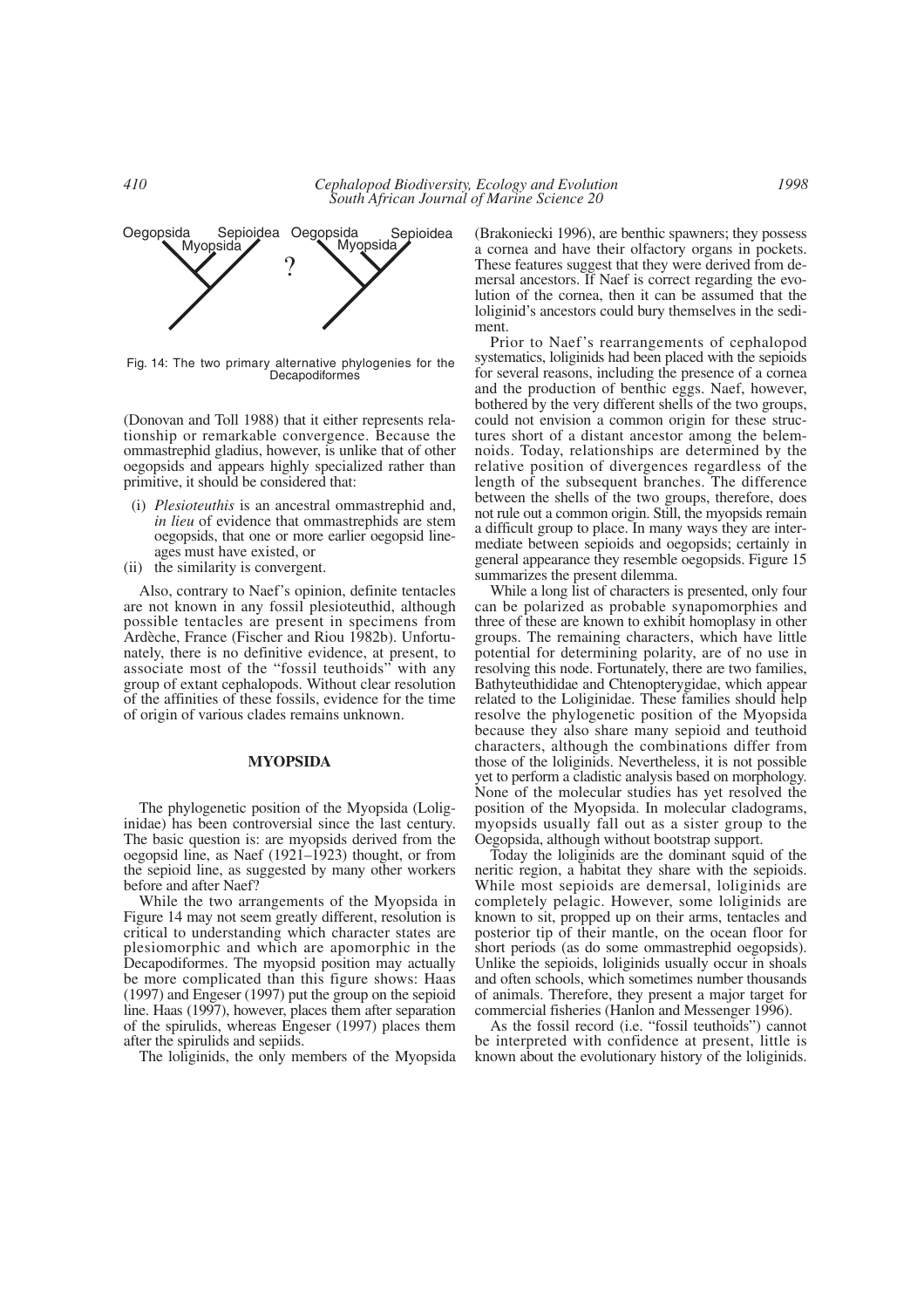Oegopsida Myopsida Sepioidea ? Oegopsida Myopsida Sepioidea

Fig. 14: The two primary alternative phylogenies for the Decapodiformes

(Donovan and Toll 1988) that it either represents relationship or remarkable convergence. Because the ommastrephid gladius, however, is unlike that of other oegopsids and appears highly specialized rather than primitive, it should be considered that:

- (i) *Plesioteuthis* is an ancestral ommastrephid and, *in lieu* of evidence that ommastrephids are stem oegopsids, that one or more earlier oegopsid lineages must have existed, or
- (ii) the similarity is convergent.

Also, contrary to Naef's opinion, definite tentacles are not known in any fossil plesioteuthid, although possible tentacles are present in specimens from Ardèche, France (Fischer and Riou 1982b). Unfortunately, there is no definitive evidence, at present, to associate most of the "fossil teuthoids" with any group of extant cephalopods. Without clear resolution of the affinities of these fossils, evidence for the time of origin of various clades remains unknown.

## MYOPSIDA

The phylogenetic position of the Myopsida (Loliginidae) has been controversial since the last century. The basic question is: are myopsids derived from the oegopsid line, as Naef (1921–1923) thought, or from the sepioid line, as suggested by many other workers before and after Naef?

While the two arrangements of the Myopsida in Figure 14 may not seem greatly different, resolution is critical to understanding which character states are plesiomorphic and which are apomorphic in the Decapodiformes. The myopsid position may actually be more complicated than this figure shows: Haas (1997) and Engeser (1997) put the group on the sepioid line. Haas (1997), however, places them after separation of the spirulids, whereas Engeser (1997) places them after the spirulids and sepiids.

The loliginids, the only members of the Myopsida (Brakoniecki 1996), are benthic spawners; they possess a cornea and have their olfactory organs in pockets. These features suggest that they were derived from demersal ancestors. If Naef is correct regarding the evolution of the cornea, then it can be assumed that the loliginid's ancestors could bury themselves in the sediment.

Prior to Naef's rearrangements of cephalopod systematics, loliginids had been placed with the sepioids for several reasons, including the presence of a cornea and the production of benthic eggs. Naef, however, bothered by the very different shells of the two groups, could not envision a common origin for these structures short of a distant ancestor among the belemnoids. Today, relationships are determined by the relative position of divergences regardless of the length of the subsequent branches. The difference between the shells of the two groups, therefore, does not rule out a common origin. Still, the myopsids remain a difficult group to place. In many ways they are intermediate between sepioids and oegopsids; certainly in general appearance they resemble oegopsids. Figure 15 summarizes the present dilemma.

While a long list of characters is presented, only four can be polarized as probable synapomorphies and three of these are known to exhibit homoplasy in other groups. The remaining characters, which have little potential for determining polarity, are of no use in resolving this node. Fortunately, there are two families, Bathyteuthididae and Chtenopterygidae, which appear related to the Loliginidae. These families should help resolve the phylogenetic position of the Myopsida because they also share many sepioid and teuthoid characters, although the combinations differ from those of the loliginids. Nevertheless, it is not possible yet to perform a cladistic analysis based on morphology. None of the molecular studies has yet resolved the position of the Myopsida. In molecular cladograms, myopsids usually fall out as a sister group to the Oegopsida, although without bootstrap support.

Today the loliginids are the dominant squid of the neritic region, a habitat they share with the sepioids. While most sepioids are demersal, loliginids are completely pelagic. However, some loliginids are known to sit, propped up on their arms, tentacles and posterior tip of their mantle, on the ocean floor for short periods (as do some ommastrephid oegopsids). Unlike the sepioids, loliginids usually occur in shoals and often schools, which sometimes number thousands of animals. Therefore, they present a major target for commercial fisheries (Hanlon and Messenger 1996).

As the fossil record (i.e. "fossil teuthoids") cannot be interpreted with confidence at present, little is known about the evolutionary history of the loliginids.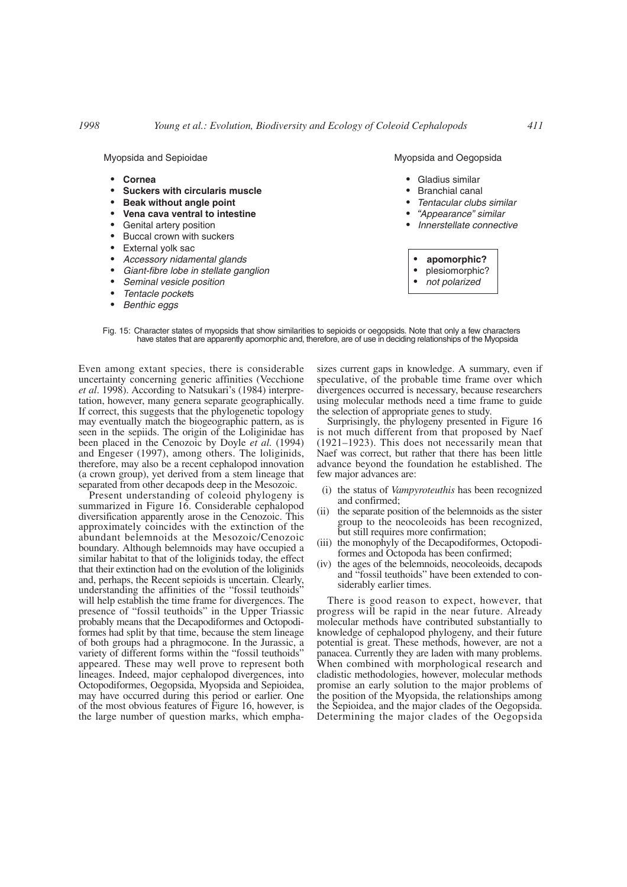Myopsida and Sepioidae

- **Cornea**
- **Suckers with circularis muscle**
- **Beak without angle point**
- **Vena cava ventral to intestine**
- Genital artery position
- Buccal crown with suckers
- External yolk sac
- *Accessory nidamental glands*
- *Giant-fibre lobe in stellate ganglion*
- *Seminal vesicle position*
- *Tentacle pockets*
- *Benthic eggs*

Myopsida and Oegopsida

- Gladius similar
- Branchial canal
- *Tentacular clubs similar*
- *"Appearance" similar*
- *Innerstellate connective*

- **apomorphic?**
- plesiomorphic?
- *not polarized*

Fig. 15: Character states of myopsids that show similarities to sepioids or oegopsids. Note that only a few characters have states that are apparently apomorphic and, therefore, are of use in deciding relationships of the Myopsida

Even among extant species, there is considerable uncertainty concerning generic affinities (Vecchione *et al*. 1998). According to Natsukari's (1984) interpretation, however, many genera separate geographically. If correct, this suggests that the phylogenetic topology may eventually match the biogeographic pattern, as is seen in the sepiids. The origin of the Loliginidae has been placed in the Cenozoic by Doyle *et al.* (1994) and Engeser (1997), among others. The loliginids, therefore, may also be a recent cephalopod innovation (a crown group), yet derived from a stem lineage that separated from other decapods deep in the Mesozoic.

Present understanding of coleoid phylogeny is summarized in Figure 16. Considerable cephalopod diversification apparently arose in the Cenozoic. This approximately coincides with the extinction of the abundant belemnoids at the Mesozoic/Cenozoic boundary. Although belemnoids may have occupied a similar habitat to that of the loliginids today, the effect that their extinction had on the evolution of the loliginids and, perhaps, the Recent sepioids is uncertain. Clearly, understanding the affinities of the "fossil teuthoids" will help establish the time frame for divergences. The presence of "fossil teuthoids" in the Upper Triassic probably means that the Decapodiformes and Octopodiformes had split by that time, because the stem lineage of both groups had a phragmocone. In the Jurassic, a variety of different forms within the "fossil teuthoids" appeared. These may well prove to represent both lineages. Indeed, major cephalopod divergences, into Octopodiformes, Oegopsida, Myopsida and Sepioidea, may have occurred during this period or earlier. One of the most obvious features of Figure 16, however, is the large number of question marks, which emphasizes current gaps in knowledge. A summary, even if speculative, of the probable time frame over which divergences occurred is necessary, because researchers using molecular methods need a time frame to guide the selection of appropriate genes to study.

Surprisingly, the phylogeny presented in Figure 16 is not much different from that proposed by Naef (1921–1923). This does not necessarily mean that Naef was correct, but rather that there has been little advance beyond the foundation he established. The few major advances are:

(i) the status of *Vampyroteuthis* has been recognized and confirmed;
(ii) the separate position of the belemnoids as the sister group to the neocoleoids has been recognized, but still requires more confirmation;
(iii) the monophyly of the Decapodiformes, Octopodiformes and Octopoda has been confirmed;
(iv) the ages of the belemnoids, neocoleoids, decapods and "fossil teuthoids" have been extended to considerably earlier times.

There is good reason to expect, however, that progress will be rapid in the near future. Already molecular methods have contributed substantially to knowledge of cephalopod phylogeny, and their future potential is great. These methods, however, are not a panacea. Currently they are laden with many problems. When combined with morphological research and cladistic methodologies, however, molecular methods promise an early solution to the major problems of the position of the Myopsida, the relationships among the Sepioidea, and the major clades of the Oegopsida. Determining the major clades of the Oegopsida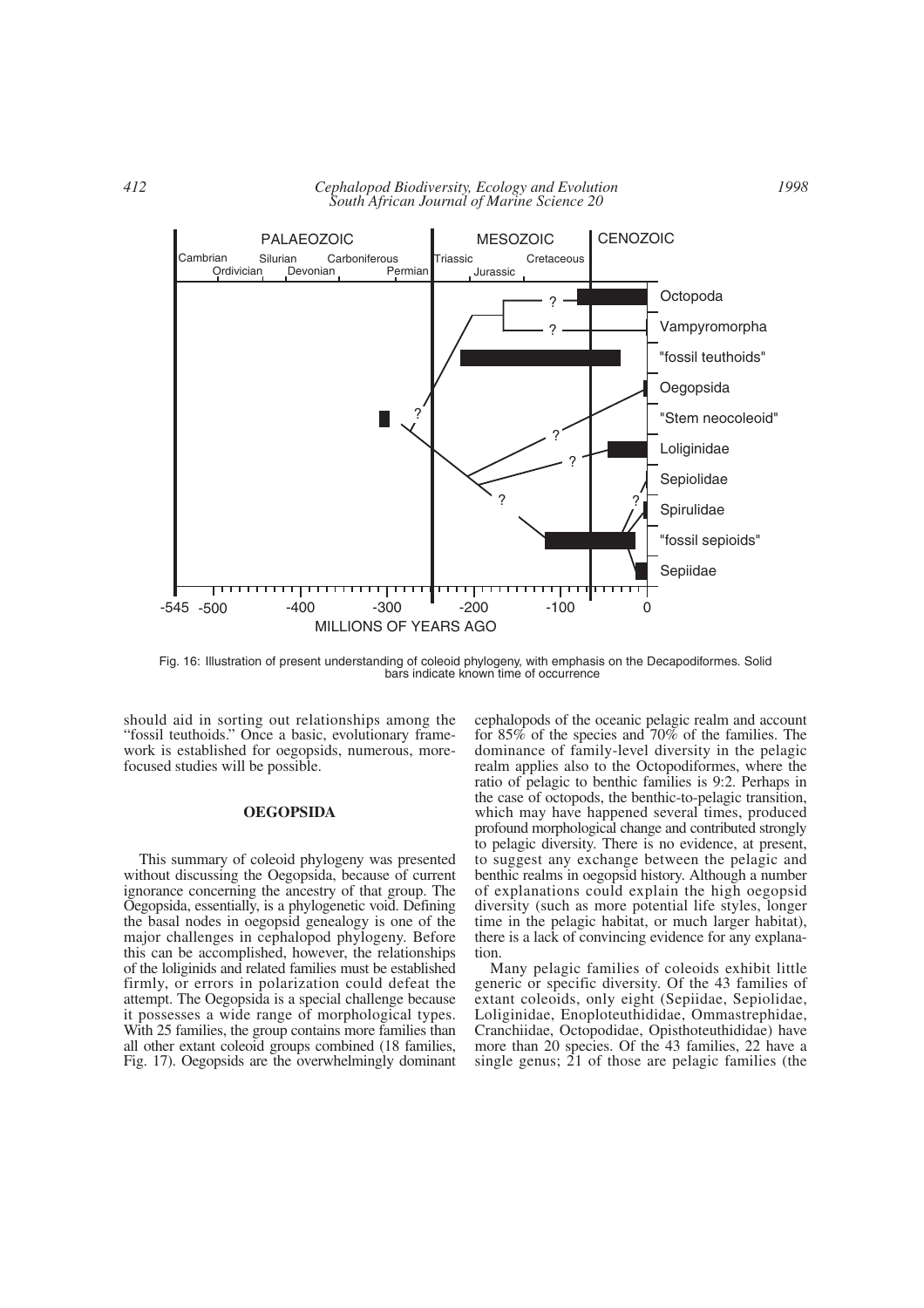Fig. 16: Illustration of present understanding of coleoid phylogeny, with emphasis on the Decapodiformes. Solid bars indicate known time of occurrence

should aid in sorting out relationships among the "fossil teuthoids." Once a basic, evolutionary framework is established for oegopsids, numerous, more-focused studies will be possible.

## OEGOPSIDA

This summary of coleoid phylogeny was presented without discussing the Oegopsida, because of current ignorance concerning the ancestry of that group. The Oegopsida, essentially, is a phylogenetic void. Defining the basal nodes in oegopsid genealogy is one of the major challenges in cephalopod phylogeny. Before this can be accomplished, however, the relationships of the loliginids and related families must be established firmly, or errors in polarization could defeat the attempt. The Oegopsida is a special challenge because it possesses a wide range of morphological types. With 25 families, the group contains more families than all other extant coleoid groups combined (18 families, Fig. 17). Oegopsids are the overwhelmingly dominant cephalopods of the oceanic pelagic realm and account for 85% of the species and 70% of the families. The dominance of family-level diversity in the pelagic realm applies also to the Octopodiformes, where the ratio of pelagic to benthic families is 9:2. Perhaps in the case of octopods, the benthic-to-pelagic transition, which may have happened several times, produced profound morphological change and contributed strongly to pelagic diversity. There is no evidence, at present, to suggest any exchange between the pelagic and benthic realms in oegopsid history. Although a number of explanations could explain the high oegopsid diversity (such as more potential life styles, longer time in the pelagic habitat, or much larger habitat), there is a lack of convincing evidence for any explanation.

Many pelagic families of coleoids exhibit little generic or specific diversity. Of the 43 families of extant coleoids, only eight (Sepiidae, Sepiolidae, Loliginidae, Enoploteuthididae, Ommastrephidae, Cranchiidae, Octopodidae, Opisthoteuthididae) have more than 20 species. Of the 43 families, 22 have a single genus; 21 of those are pelagic families (the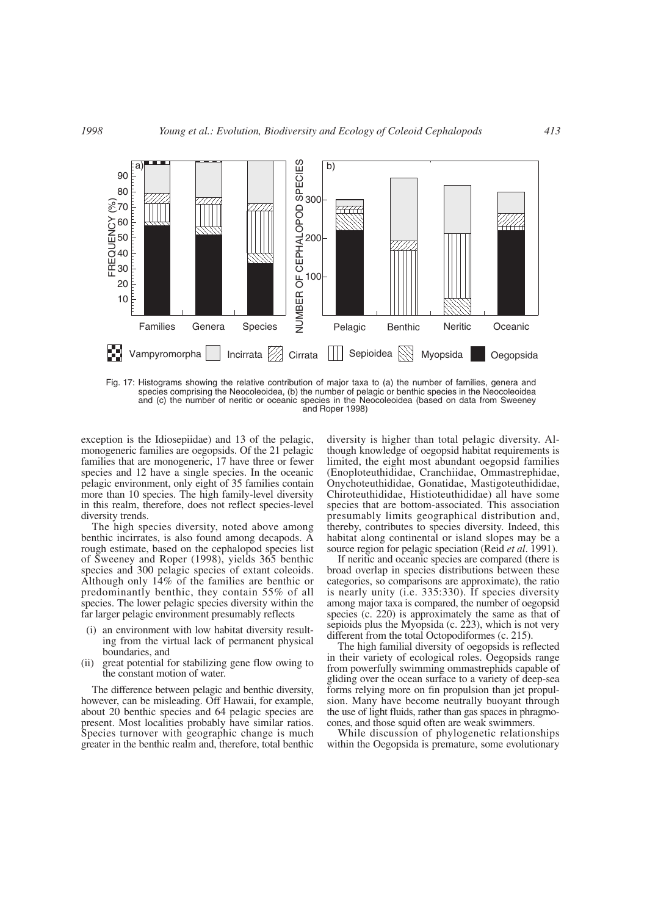Fig. 17: Histograms showing the relative contribution of major taxa to (a) the number of families, genera and species comprising the Neocoleoidea, (b) the number of pelagic or benthic species in the Neocoleoidea and (c) the number of neritic or oceanic species in the Neocoleoidea (based on data from Sweeney and Roper 1998)

exception is the Idiosepiidae) and 13 of the pelagic, monogeneric families are oegopsids. Of the 21 pelagic families that are monogeneric, 17 have three or fewer species and 12 have a single species. In the oceanic pelagic environment, only eight of 35 families contain more than 10 species. The high family-level diversity in this realm, therefore, does not reflect species-level diversity trends.

The high species diversity, noted above among benthic incirrates, is also found among decapods. A rough estimate, based on the cephalopod species list of Sweeney and Roper (1998), yields 365 benthic species and 300 pelagic species of extant coleoids. Although only 14% of the families are benthic or predominantly benthic, they contain 55% of all species. The lower pelagic species diversity within the far larger pelagic environment presumably reflects

- (i) an environment with low habitat diversity resulting from the virtual lack of permanent physical boundaries, and
- (ii) great potential for stabilizing gene flow owing to the constant motion of water.

The difference between pelagic and benthic diversity, however, can be misleading. Off Hawaii, for example, about 20 benthic species and 64 pelagic species are present. Most localities probably have similar ratios. Species turnover with geographic change is much greater in the benthic realm and, therefore, total benthic diversity is higher than total pelagic diversity. Although knowledge of oegopsid habitat requirements is limited, the eight most abundant oegopsid families (Enoploteuthididae, Cranchiidae, Ommastrephidae, Onychoteuthididae, Gonatidae, Mastigoteuthididae, Chiroteuthididae, Histioteuthididae) all have some species that are bottom-associated. This association presumably limits geographical distribution and, thereby, contributes to species diversity. Indeed, this habitat along continental or island slopes may be a source region for pelagic speciation (Reid *et al*. 1991).

If neritic and oceanic species are compared (there is broad overlap in species distributions between these categories, so comparisons are approximate), the ratio is nearly unity (i.e. 335:330). If species diversity among major taxa is compared, the number of oegopsid species (c. 220) is approximately the same as that of sepioids plus the Myopsida (c. 223), which is not very different from the total Octopodiformes (c. 215).

The high familial diversity of oegopsids is reflected in their variety of ecological roles. Oegopsids range from powerfully swimming ommastrephids capable of gliding over the ocean surface to a variety of deep-sea forms relying more on fin propulsion than jet propulsion. Many have become neutrally buoyant through the use of light fluids, rather than gas spaces in phragmocones, and those squid often are weak swimmers.

While discussion of phylogenetic relationships within the Oegopsida is premature, some evolutionary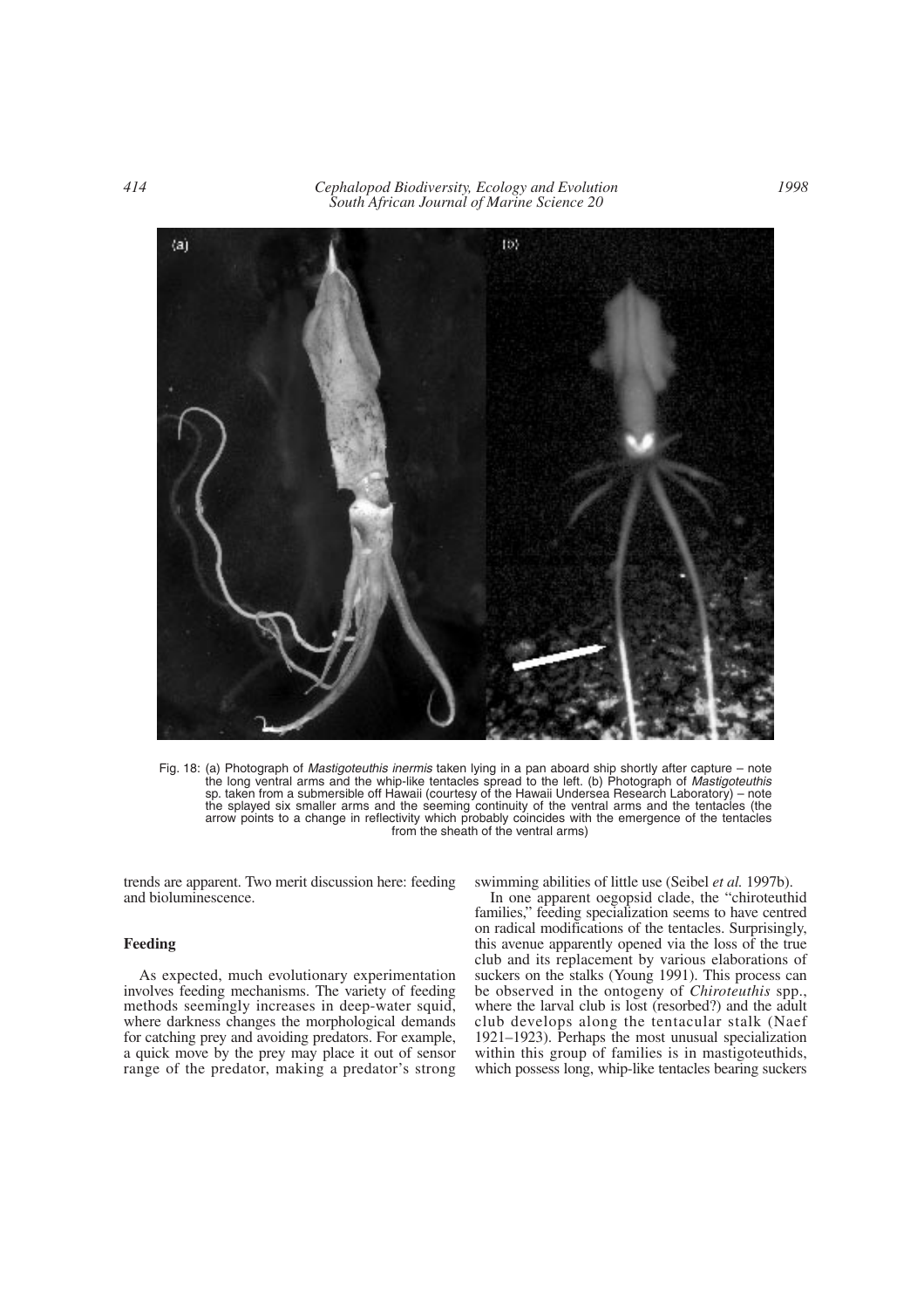Fig. 18: (a) Photograph of *Mastigoteuthis inermis* taken lying in a pan aboard ship shortly after capture – note the long ventral arms and the whip-like tentacles spread to the left. (b) Photograph of *Mastigoteuthis* sp. taken from a submersible off Hawaii (courtesy of the Hawaii Undersea Research Laboratory) – note the splayed six smaller arms and the seeming continuity of the ventral arms and the tentacles (the arrow points to a change in reflectivity which probably coincides with the emergence of the tentacles from the sheath of the ventral arms)

trends are apparent. Two merit discussion here: feeding and bioluminescence.

### Feeding

As expected, much evolutionary experimentation involves feeding mechanisms. The variety of feeding methods seemingly increases in deep-water squid, where darkness changes the morphological demands for catching prey and avoiding predators. For example, a quick move by the prey may place it out of sensor range of the predator, making a predator's strong swimming abilities of little use (Seibel *et al.* 1997b).

In one apparent oegopsid clade, the "chiroteuthid families," feeding specialization seems to have centred on radical modifications of the tentacles. Surprisingly, this avenue apparently opened via the loss of the true club and its replacement by various elaborations of suckers on the stalks (Young 1991). This process can be observed in the ontogeny of *Chiroteuthis* spp., where the larval club is lost (resorbed?) and the adult club develops along the tentacular stalk (Naef 1921–1923). Perhaps the most unusual specialization within this group of families is in mastigoteuthids, which possess long, whip-like tentacles bearing suckers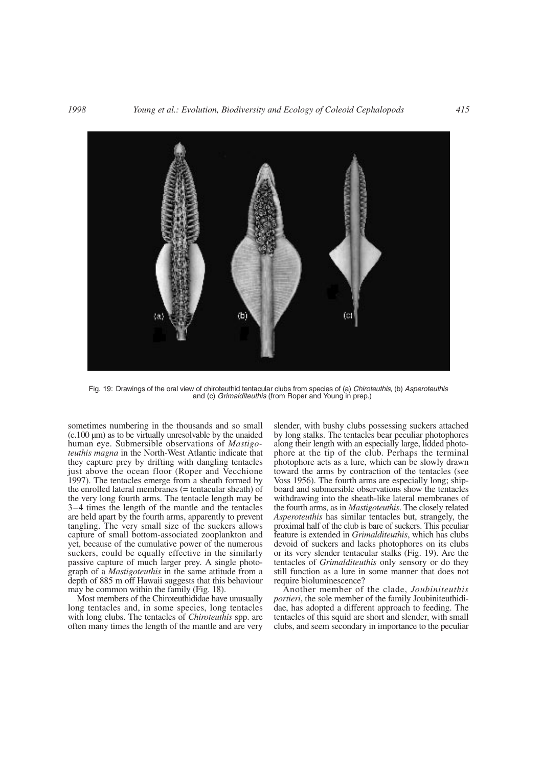Fig. 19: Drawings of the oral view of chiroteuthid tentacular clubs from species of (a) *Chiroteuthis,* (b) *Asperoteuthis* and (c) *Grimalditeuthis* (from Roper and Young in prep.)

sometimes numbering in the thousands and so small (c.100 µm) as to be virtually unresolvable by the unaided human eye. Submersible observations of *Mastigoteuthis magna* in the North-West Atlantic indicate that they capture prey by drifting with dangling tentacles just above the ocean floor (Roper and Vecchione 1997). The tentacles emerge from a sheath formed by the enrolled lateral membranes (= tentacular sheath) of the very long fourth arms. The tentacle length may be 3–4 times the length of the mantle and the tentacles are held apart by the fourth arms, apparently to prevent tangling. The very small size of the suckers allows capture of small bottom-associated zooplankton and yet, because of the cumulative power of the numerous suckers, could be equally effective in the similarly passive capture of much larger prey. A single photograph of a *Mastigoteuthis* in the same attitude from a depth of 885 m off Hawaii suggests that this behaviour may be common within the family (Fig. 18).

Most members of the Chiroteuthididae have unusually long tentacles and, in some species, long tentacles with long clubs. The tentacles of *Chiroteuthis* spp. are often many times the length of the mantle and are very slender, with bushy clubs possessing suckers attached by long stalks. The tentacles bear peculiar photophores along their length with an especially large, lidded photophore at the tip of the club. Perhaps the terminal photophore acts as a lure, which can be slowly drawn toward the arms by contraction of the tentacles (see Voss 1956). The fourth arms are especially long; shipboard and submersible observations show the tentacles withdrawing into the sheath-like lateral membranes of the fourth arms, as in *Mastigoteuthis*. The closely related *Asperoteuthis* has similar tentacles but, strangely, the proximal half of the club is bare of suckers. This peculiar feature is extended in *Grimalditeuthis*, which has clubs devoid of suckers and lacks photophores on its clubs or its very slender tentacular stalks (Fig. 19). Are the tentacles of *Grimalditeuthis* only sensory or do they still function as a lure in some manner that does not require bioluminescence?

Another member of the clade, *Joubiniteuthis portieri*, the sole member of the family Joubiniteuthididae, has adopted a different approach to feeding. The tentacles of this squid are short and slender, with small clubs, and seem secondary in importance to the peculiar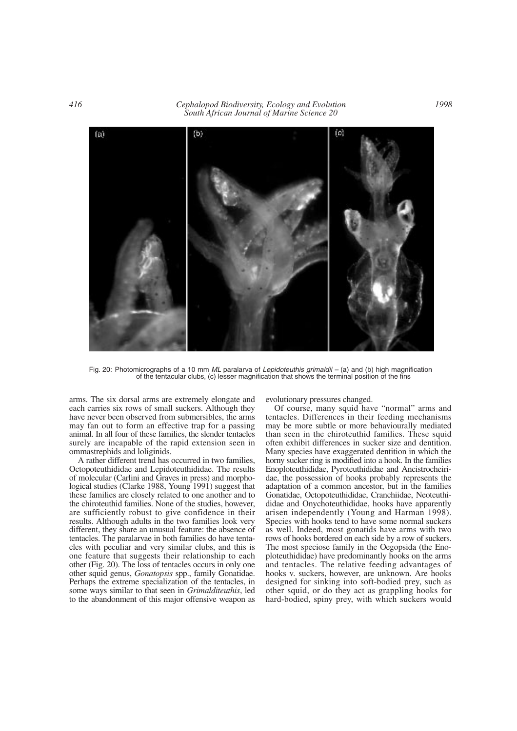Fig. 20: Photomicrographs of a 10 mm *ML* paralarva of *Lepidoteuthis grimaldii* – (a) and (b) high magnification of the tentacular clubs, (c) lesser magnification that shows the terminal position of the fins

arms. The six dorsal arms are extremely elongate and each carries six rows of small suckers. Although they have never been observed from submersibles, the arms may fan out to form an effective trap for a passing animal. In all four of these families, the slender tentacles surely are incapable of the rapid extension seen in ommastrephids and loliginids.

A rather different trend has occurred in two families, Octopoteuthididae and Lepidoteuthididae. The results of molecular (Carlini and Graves in press) and morphological studies (Clarke 1988, Young 1991) suggest that these families are closely related to one another and to the chiroteuthid families. None of the studies, however, are sufficiently robust to give confidence in their results. Although adults in the two families look very different, they share an unusual feature: the absence of tentacles. The paralarvae in both families do have tentacles with peculiar and very similar clubs, and this is one feature that suggests their relationship to each other (Fig. 20). The loss of tentacles occurs in only one other squid genus, *Gonatopsis* spp., family Gonatidae. Perhaps the extreme specialization of the tentacles, in some ways similar to that seen in *Grimalditeuthis*, led to the abandonment of this major offensive weapon as evolutionary pressures changed.

Of course, many squid have "normal" arms and tentacles. Differences in their feeding mechanisms may be more subtle or more behaviourally mediated than seen in the chiroteuthid families. These squid often exhibit differences in sucker size and dentition. Many species have exaggerated dentition in which the horny sucker ring is modified into a hook. In the families Enoploteuthididae, Pyroteuthididae and Ancistrocheiridae, the possession of hooks probably represents the adaptation of a common ancestor, but in the families Gonatidae, Octopoteuthididae, Cranchiidae, Neoteuthididae and Onychoteuthididae, hooks have apparently arisen independently (Young and Harman 1998). Species with hooks tend to have some normal suckers as well. Indeed, most gonatids have arms with two rows of hooks bordered on each side by a row of suckers. The most speciose family in the Oegopsida (the Enoploteuthididae) have predominantly hooks on the arms and tentacles. The relative feeding advantages of hooks v. suckers, however, are unknown. Are hooks designed for sinking into soft-bodied prey, such as other squid, or do they act as grappling hooks for hard-bodied, spiny prey, with which suckers would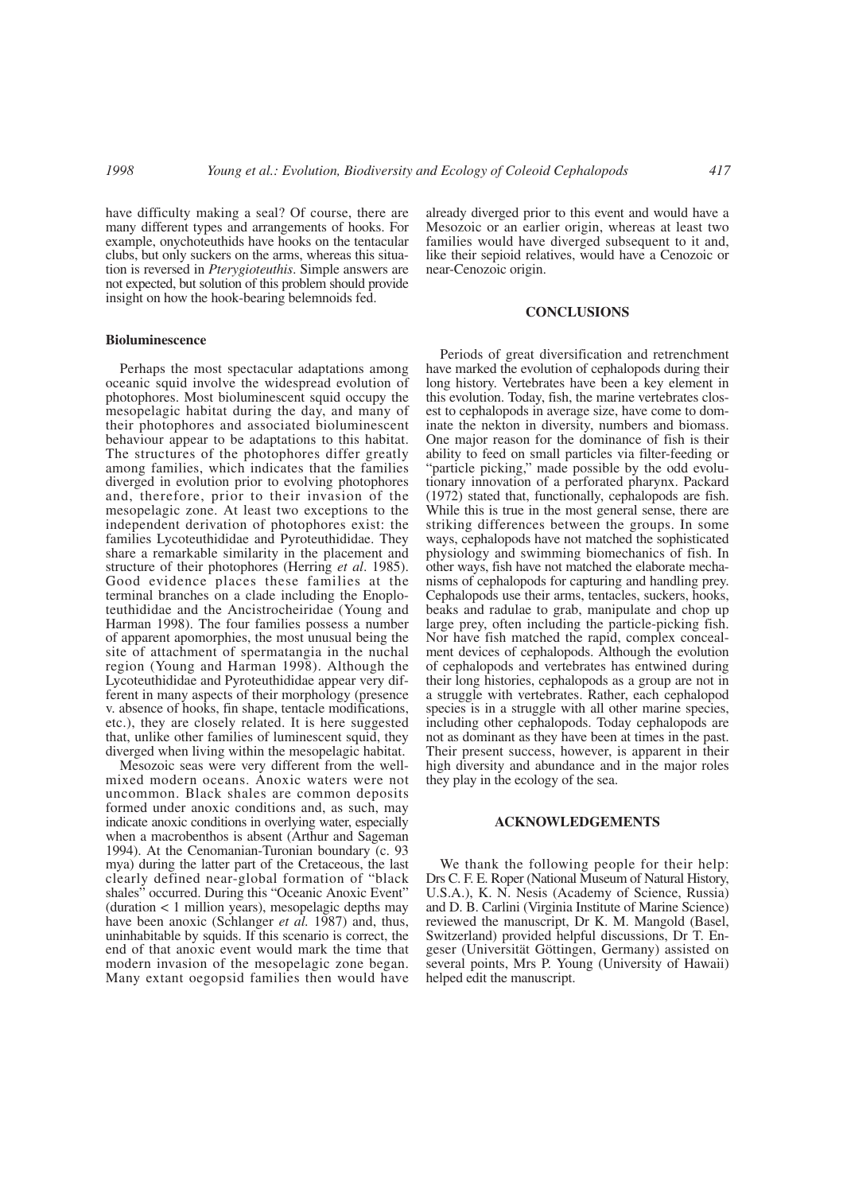have difficulty making a seal? Of course, there are many different types and arrangements of hooks. For example, onychoteuthids have hooks on the tentacular clubs, but only suckers on the arms, whereas this situation is reversed in *Pterygioteuthis*. Simple answers are not expected, but solution of this problem should provide insight on how the hook-bearing belemnoids fed.

### Bioluminescence

Perhaps the most spectacular adaptations among oceanic squid involve the widespread evolution of photophores. Most bioluminescent squid occupy the mesopelagic habitat during the day, and many of their photophores and associated bioluminescent behaviour appear to be adaptations to this habitat. The structures of the photophores differ greatly among families, which indicates that the families diverged in evolution prior to evolving photophores and, therefore, prior to their invasion of the mesopelagic zone. At least two exceptions to the independent derivation of photophores exist: the families Lycoteuthididae and Pyroteuthididae. They share a remarkable similarity in the placement and structure of their photophores (Herring *et al*. 1985). Good evidence places these families at the terminal branches on a clade including the Enoploteuthididae and the Ancistrocheiridae (Young and Harman 1998). The four families possess a number of apparent apomorphies, the most unusual being the site of attachment of spermatangia in the nuchal region (Young and Harman 1998). Although the Lycoteuthididae and Pyroteuthididae appear very different in many aspects of their morphology (presence v. absence of hooks, fin shape, tentacle modifications, etc.), they are closely related. It is here suggested that, unlike other families of luminescent squid, they diverged when living within the mesopelagic habitat.

Mesozoic seas were very different from the well-mixed modern oceans. Anoxic waters were not uncommon. Black shales are common deposits formed under anoxic conditions and, as such, may indicate anoxic conditions in overlying water, especially when a macrobenthos is absent (Arthur and Sageman 1994). At the Cenomanian-Turonian boundary (c. 93 mya) during the latter part of the Cretaceous, the last clearly defined near-global formation of "black shales" occurred. During this "Oceanic Anoxic Event" (duration < 1 million years), mesopelagic depths may have been anoxic (Schlanger *et al.* 1987) and, thus, uninhabitable by squids. If this scenario is correct, the end of that anoxic event would mark the time that modern invasion of the mesopelagic zone began. Many extant oegopsid families then would have already diverged prior to this event and would have a Mesozoic or an earlier origin, whereas at least two families would have diverged subsequent to it and, like their sepioid relatives, would have a Cenozoic or near-Cenozoic origin.

## CONCLUSIONS

Periods of great diversification and retrenchment have marked the evolution of cephalopods during their long history. Vertebrates have been a key element in this evolution. Today, fish, the marine vertebrates closest to cephalopods in average size, have come to dominate the nekton in diversity, numbers and biomass. One major reason for the dominance of fish is their ability to feed on small particles via filter-feeding or "particle picking," made possible by the odd evolutionary innovation of a perforated pharynx. Packard (1972) stated that, functionally, cephalopods are fish. While this is true in the most general sense, there are striking differences between the groups. In some ways, cephalopods have not matched the sophisticated physiology and swimming biomechanics of fish. In other ways, fish have not matched the elaborate mechanisms of cephalopods for capturing and handling prey. Cephalopods use their arms, tentacles, suckers, hooks, beaks and radulae to grab, manipulate and chop up large prey, often including the particle-picking fish. Nor have fish matched the rapid, complex concealment devices of cephalopods. Although the evolution of cephalopods and vertebrates has entwined during their long histories, cephalopods as a group are not in a struggle with vertebrates. Rather, each cephalopod species is in a struggle with all other marine species, including other cephalopods. Today cephalopods are not as dominant as they have been at times in the past. Their present success, however, is apparent in their high diversity and abundance and in the major roles they play in the ecology of the sea.

## ACKNOWLEDGEMENTS

We thank the following people for their help: Drs C. F. E. Roper (National Museum of Natural History, U.S.A.), K. N. Nesis (Academy of Science, Russia) and D. B. Carlini (Virginia Institute of Marine Science) reviewed the manuscript, Dr K. M. Mangold (Basel, Switzerland) provided helpful discussions, Dr T. Engeser (Universität Göttingen, Germany) assisted on several points, Mrs P. Young (University of Hawaii) helped edit the manuscript.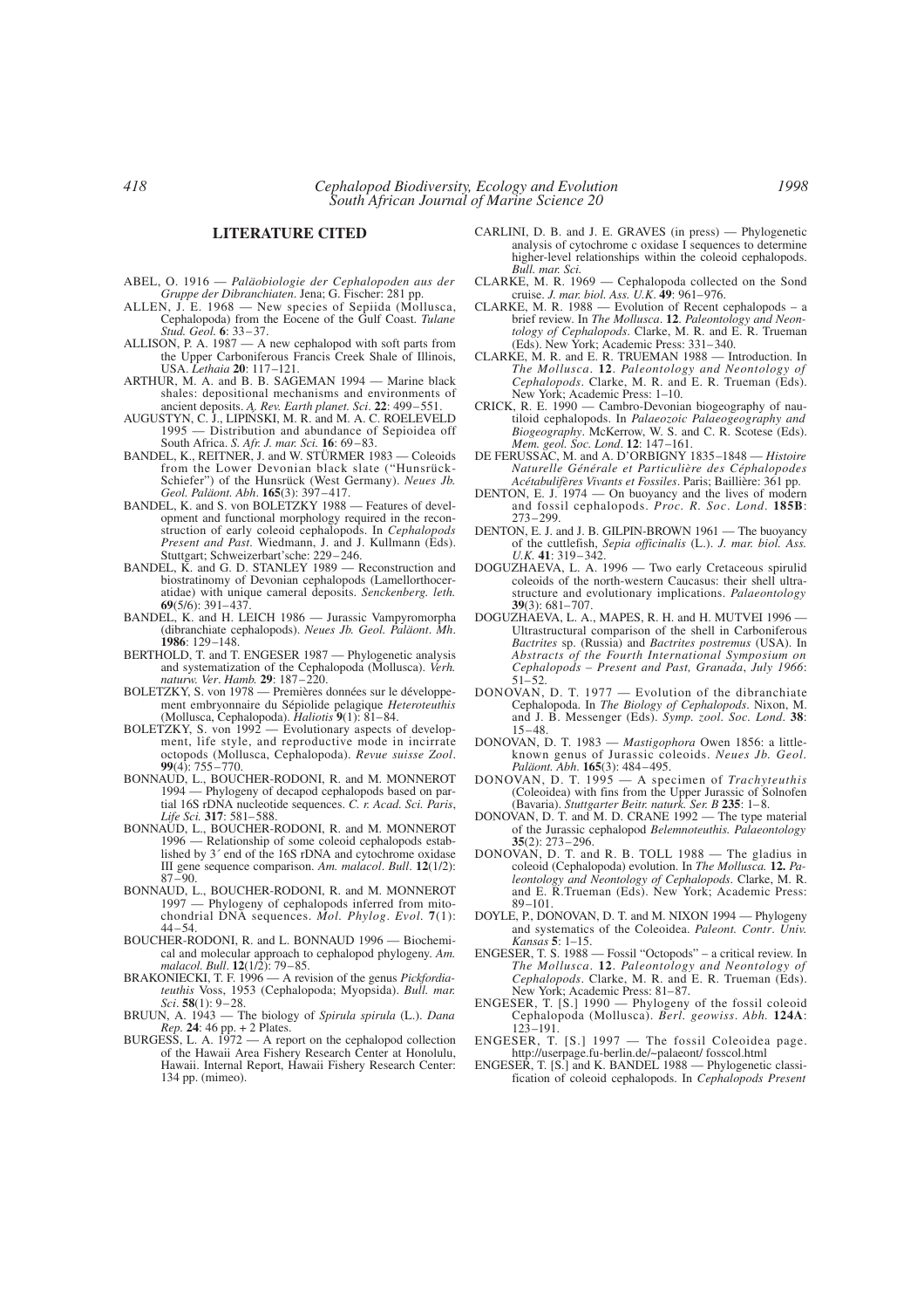## LITERATURE CITED

ABEL, O. 1916 — *Paläobiologie der Cephalopoden aus der Gruppe der Dibranchiaten*. Jena; G. Fischer: 281 pp.

ALLEN, J. E. 1968 — New species of Sepiida (Mollusca, Cephalopoda) from the Eocene of the Gulf Coast. *Tulane Stud. Geol.* **6**: 33–37.

ALLISON, P. A. 1987 — A new cephalopod with soft parts from the Upper Carboniferous Francis Creek Shale of Illinois, USA. *Lethaia* **20**: 117–121.

ARTHUR, M. A. and B. B. SAGEMAN 1994 — Marine black shales: depositional mechanisms and environments of ancient deposits. *A. Rev. Earth planet. Sci*. **22**: 499–551.

AUGUSTYN, C. J., LIPIŃSKI, M. R. and M. A. C. ROELEVELD 1995 — Distribution and abundance of Sepioidea off South Africa. *S. Afr. J. mar. Sci.* **16**: 69–83.

BANDEL, K., REITNER, J. and W. STÜRMER 1983 — Coleoids from the Lower Devonian black slate ("Hunsrück-Schiefer") of the Hunsrück (West Germany). *Neues Jb. Geol. Paläont. Abh*. **165**(3): 397–417.

BANDEL, K. and S. von BOLETZKY 1988 — Features of development and functional morphology required in the reconstruction of early coleoid cephalopods. In *Cephalopods Present and Past*. Wiedmann, J. and J. Kullmann (Eds). Stuttgart; Schweizerbart'sche: 229–246.

BANDEL, K. and G. D. STANLEY 1989 — Reconstruction and biostratinomy of Devonian cephalopods (Lamellorthoceratidae) with unique cameral deposits. *Senckenberg. leth.* **69**(5/6): 391–437.

BANDEL, K. and H. LEICH 1986 — Jurassic Vampyromorpha (dibranchiate cephalopods). *Neues Jb. Geol. Paläont*. *Mh*. **1986**: 129–148.

BERTHOLD, T. and T. ENGESER 1987 — Phylogenetic analysis and systematization of the Cephalopoda (Mollusca). *Verh. naturw. Ver*. *Hamb.* **29**: 187–220.

BOLETZKY, S. von 1978 — Premières données sur le développement embryonnaire du Sépiolide pelagique *Heteroteuthis* (Mollusca, Cephalopoda). *Haliotis* **9**(1): 81–84.

BOLETZKY, S. von 1992 — Evolutionary aspects of development, life style, and reproductive mode in incirrate octopods (Mollusca, Cephalopoda). *Revue suisse Zool*. **99**(4): 755–770.

BONNAUD, L., BOUCHER-RODONI, R. and M. MONNEROT 1994 — Phylogeny of decapod cephalopods based on partial 16S rDNA nucleotide sequences. *C. r. Acad. Sci. Paris*, *Life Sci.* **317**: 581–588.

BONNAUD, L., BOUCHER-RODONI, R. and M. MONNEROT 1996 — Relationship of some coleoid cephalopods established by 3´ end of the 16S rDNA and cytochrome oxidase III gene sequence comparison. *Am. malacol*. *Bull*. **12**(1/2): 87–90.

BONNAUD, L., BOUCHER-RODONI, R. and M. MONNEROT 1997 — Phylogeny of cephalopods inferred from mitochondrial DNA sequences. *Mol. Phylog. Evol.* **7**(1): 44–54.

BOUCHER-RODONI, R. and L. BONNAUD 1996 — Biochemical and molecular approach to cephalopod phylogeny. *Am. malacol. Bull*. **12**(1/2): 79–85.

BRAKONIECKI, T. F. 1996 — A revision of the genus *Pickfordiateuthis* Voss, 1953 (Cephalopoda; Myopsida). *Bull. mar. Sci*. **58**(1): 9–28.

BRUUN, A. 1943 — The biology of *Spirula spirula* (L.). *Dana Rep.* **24**: 46 pp. + 2 Plates.

BURGESS, L. A. 1972 — A report on the cephalopod collection of the Hawaii Area Fishery Research Center at Honolulu, Hawaii. Internal Report, Hawaii Fishery Research Center: 134 pp. (mimeo).

CARLINI, D. B. and J. E. GRAVES (in press) — Phylogenetic analysis of cytochrome c oxidase I sequences to determine higher-level relationships within the coleoid cephalopods. *Bull. mar. Sci.*

CLARKE, M. R. 1969 — Cephalopoda collected on the Sond cruise. *J. mar. biol. Ass. U.K*. **49**: 961–976.

CLARKE, M. R. 1988 — Evolution of Recent cephalopods – a brief review. In *The Mollusca*. **12**. *Paleontology and Neontology of Cephalopods*. Clarke, M. R. and E. R. Trueman (Eds). New York; Academic Press: 331–340.

CLARKE, M. R. and E. R. TRUEMAN 1988 — Introduction. In *The Mollusca*. **12**. *Paleontology and Neontology of Cephalopods*. Clarke, M. R. and E. R. Trueman (Eds). New York; Academic Press: 1–10.

CRICK, R. E. 1990 — Cambro-Devonian biogeography of nautiloid cephalopods. In *Palaeozoic Palaeogeography and Biogeography*. McKerrow, W. S. and C. R. Scotese (Eds). *Mem. geol. Soc. Lond*. **12**: 147–161.

DE FERUSSAC, M. and A. D'ORBIGNY 1835–1848 — *Histoire Naturelle Générale et Particulière des Céphalopodes Acétabulifères Vivants et Fossiles*. Paris; Baillière: 361 pp.

DENTON, E. J. 1974 — On buoyancy and the lives of modern and fossil cephalopods. *Proc. R. Soc. Lond.* **185B**: 273–299.

DENTON, E. J. and J. B. GILPIN-BROWN 1961 — The buoyancy of the cuttlefish, *Sepia officinalis* (L.). *J. mar. biol. Ass. U.K.* **41**: 319–342.

DOGUZHAEVA, L. A. 1996 — Two early Cretaceous spirulid coleoids of the north-western Caucasus: their shell ultrastructure and evolutionary implications. *Palaeontology* **39**(3): 681–707.

DOGUZHAEVA, L. A., MAPES, R. H. and H. MUTVEI 1996 — Ultrastructural comparison of the shell in Carboniferous *Bactrites* sp. (Russia) and *Bactrites postremus* (USA). In *Abstracts of the Fourth International Symposium on Cephalopods – Present and Past, Granada*, *July 1966*: 51–52.

DONOVAN, D. T. 1977 — Evolution of the dibranchiate Cephalopoda. In *The Biology of Cephalopods*. Nixon, M. and J. B. Messenger (Eds). *Symp*. *zool. Soc. Lond*. **38**: 15–48.

DONOVAN, D. T. 1983 — *Mastigophora* Owen 1856: a little-known genus of Jurassic coleoids. *Neues Jb. Geol. Paläont. Abh.* **165**(3): 484–495.

DONOVAN, D. T. 1995 — A specimen of *Trachyteuthis* (Coleoidea) with fins from the Upper Jurassic of Solnofen (Bavaria). *Stuttgarter Beitr. naturk. Ser. B* **235**: 1–8.

DONOVAN, D. T. and M. D. CRANE 1992 — The type material of the Jurassic cephalopod *Belemnoteuthis. Palaeontology* **35**(2): 273–296.

DONOVAN, D. T. and R. B. TOLL 1988 — The gladius in coleoid (Cephalopoda) evolution. In *The Mollusca.* **12.** *Paleontology and Neontology of Cephalopods*. Clarke, M. R. and E. R.Trueman (Eds). New York; Academic Press: 89–101.

DOYLE, P., DONOVAN, D. T. and M. NIXON 1994 — Phylogeny and systematics of the Coleoidea. *Paleont. Contr*. *Univ. Kansas* **5**: 1–15.

ENGESER, T. S. 1988 — Fossil "Octopods" – a critical review. In *The Mollusca*. **12**. *Paleontology and Neontology of Cephalopods*. Clarke, M. R. and E. R. Trueman (Eds). New York; Academic Press: 81–87.

ENGESER, T. [S.] 1990 — Phylogeny of the fossil coleoid Cephalopoda (Mollusca). *Berl. geowiss*. *Abh.* **124A**: 123–191.

ENGESER, T. [S.] 1997 — The fossil Coleoidea page. http://userpage.fu-berlin.de/~palaeont/ fosscol.html

ENGESER, T. [S.] and K. BANDEL 1988 — Phylogenetic classification of coleoid cephalopods. In *Cephalopods Present*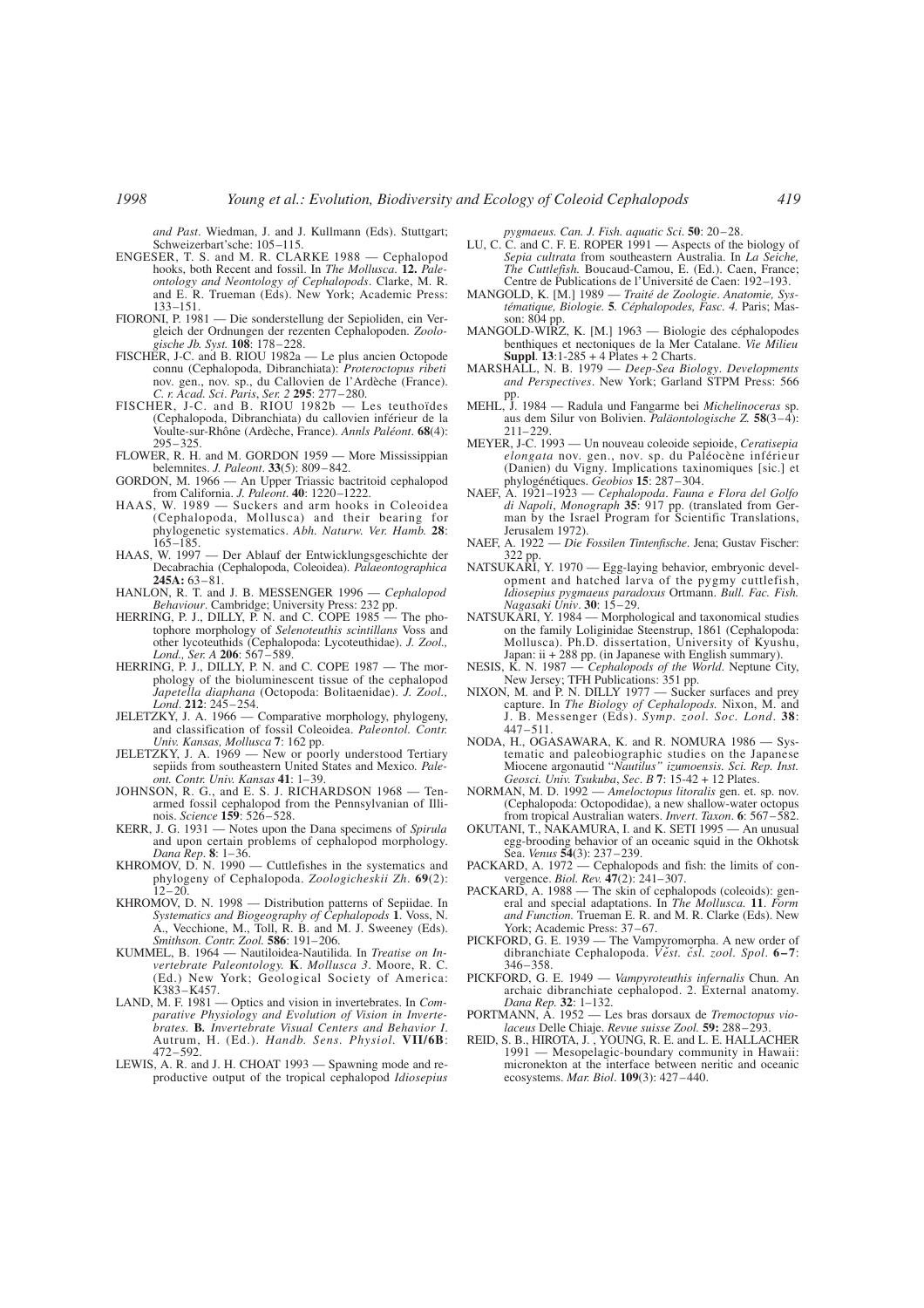*and Past*. Wiedman, J. and J. Kullmann (Eds). Stuttgart; Schweizerbart'sche: 105–115.

ENGESER, T. S. and M. R. CLARKE 1988 — Cephalopod hooks, both Recent and fossil. In *The Mollusca*. **12.** *Paleontology and Neontology of Cephalopods*. Clarke, M. R. and E. R. Trueman (Eds). New York; Academic Press: 133–151.

FIORONI, P. 1981 — Die sonderstellung der Sepioliden, ein Vergleich der Ordnungen der rezenten Cephalopoden. *Zoologische Jb. Syst.* **108**: 178–228.

FISCHER, J-C. and B. RIOU 1982a — Le plus ancien Octopode connu (Cephalopoda, Dibranchiata): *Proteroctopus ribeti* nov. gen., nov. sp., du Callovien de l'Ardèche (France). *C. r. Acad. Sci. Paris*, *Ser. 2* **295**: 277–280.

FISCHER, J-C. and B. RIOU 1982b — Les teuthoïdes (Cephalopoda, Dibranchiata) du callovien inférieur de la Voulte-sur-Rhône (Ardèche, France). *Annls Paléont*. **68**(4): 295–325.

FLOWER, R. H. and M. GORDON 1959 — More Mississippian belemnites. *J. Paleont*. **33**(5): 809–842.

GORDON, M. 1966 — An Upper Triassic bactritoid cephalopod from California. *J. Paleont*. **40**: 1220–1222.

HAAS, W. 1989 — Suckers and arm hooks in Coleoidea (Cephalopoda, Mollusca) and their bearing for phylogenetic systematics. *Abh. Naturw. Ver. Hamb.* **28**: 165–185.

HAAS, W. 1997 — Der Ablauf der Entwicklungsgeschichte der Decabrachia (Cephalopoda, Coleoidea). *Palaeontographica* **245A:** 63–81.

HANLON, R. T. and J. B. MESSENGER 1996 — *Cephalopod Behaviour*. Cambridge; University Press: 232 pp.

HERRING, P. J., DILLY, P. N. and C. COPE 1985 — The photophore morphology of *Selenoteuthis scintillans* Voss and other lycoteuthids (Cephalopoda: Lycoteuthidae). *J. Zool., Lond., Ser. A* **206**: 567–589.

HERRING, P. J., DILLY, P. N. and C. COPE 1987 — The morphology of the bioluminescent tissue of the cephalopod *Japetella diaphana* (Octopoda: Bolitaenidae). *J. Zool., Lond*. **212**: 245–254.

JELETZKY, J. A. 1966 — Comparative morphology, phylogeny, and classification of fossil Coleoidea. *Paleontol. Contr. Univ. Kansas, Mollusca* **7**: 162 pp.

JELETZKY, J. A. 1969 — New or poorly understood Tertiary sepiids from southeastern United States and Mexico. *Paleont. Contr. Univ. Kansas* **41**: 1–39.

JOHNSON, R. G., and E. S. J. RICHARDSON 1968 — Ten-armed fossil cephalopod from the Pennsylvanian of Illinois. *Science* **159**: 526–528.

KERR, J. G. 1931 — Notes upon the Dana specimens of *Spirula* and upon certain problems of cephalopod morphology. *Dana Rep*. **8**: 1–36.

KHROMOV, D. N. 1990 — Cuttlefishes in the systematics and phylogeny of Cephalopoda. *Zoologicheskii Zh*. **69**(2): 12–20.

KHROMOV, D. N. 1998 — Distribution patterns of Sepiidae. In *Systematics and Biogeography of Cephalopods* **1**. Voss, N. A., Vecchione, M., Toll, R. B. and M. J. Sweeney (Eds). *Smithson. Contr. Zool.* **586**: 191–206.

KUMMEL, B. 1964 — Nautiloidea-Nautilida. In *Treatise on Invertebrate Paleontology.* **K**. *Mollusca 3*. Moore, R. C. (Ed.) New York; Geological Society of America: K383–K457.

LAND, M. F. 1981 — Optics and vision in invertebrates. In *Comparative Physiology and Evolution of Vision in Invertebrates.* **B.** *Invertebrate Visual Centers and Behavior I*. Autrum, H. (Ed.). *Handb. Sens. Physiol.* **VII/6B**: 472–592.

LEWIS, A. R. and J. H. CHOAT 1993 — Spawning mode and reproductive output of the tropical cephalopod *Idiosepius pygmaeus. Can. J. Fish. aquatic Sci.* **50**: 20–28.

LU, C. C. and C. F. E. ROPER 1991 — Aspects of the biology of *Sepia cultrata* from southeastern Australia. In *La Seiche, The Cuttlefish.* Boucaud-Camou, E. (Ed.). Caen, France; Centre de Publications de l'Université de Caen: 192–193.

MANGOLD, K. [M.] 1989 — *Traité de Zoologie*. *Anatomie, Systématique, Biologie.* **5***. Céphalopodes, Fasc. 4.* Paris; Masson: 804 pp.

MANGOLD-WIRZ, K. [M.] 1963 — Biologie des céphalopodes benthiques et nectoniques de la Mer Catalane. *Vie Milieu* **Suppl**. **13**:1-285 + 4 Plates + 2 Charts.

MARSHALL, N. B. 1979 — *Deep-Sea Biology*. *Developments and Perspectives*. New York; Garland STPM Press: 566 pp.

MEHL, J. 1984 — Radula und Fangarme bei *Michelinoceras* sp. aus dem Silur von Bolivien. *Paläontologische Z.* **58**(3–4): 211–229.

MEYER, J-C. 1993 — Un nouveau coleoide sepioide, *Ceratisepia elongata* nov. gen., nov. sp. du Paléocène inférieur (Danien) du Vigny. Implications taxinomiques [sic.] et phylogénétiques. *Geobios* **15**: 287–304.

NAEF, A. 1921–1923 — *Cephalopoda. Fauna e Flora del Golfo di Napoli*, *Monograph* **35**: 917 pp. (translated from German by the Israel Program for Scientific Translations, Jerusalem 1972).

NAEF, A. 1922 — *Die Fossilen Tintenfische*. Jena; Gustav Fischer: 322 pp.

NATSUKARI, Y. 1970 — Egg-laying behavior, embryonic development and hatched larva of the pygmy cuttlefish, *Idiosepius pygmaeus paradoxus* Ortmann. *Bull. Fac. Fish. Nagasaki Univ*. **30**: 15–29.

NATSUKARI, Y. 1984 — Morphological and taxonomical studies on the family Loliginidae Steenstrup, 1861 (Cephalopoda: Mollusca). Ph.D. dissertation, University of Kyushu, Japan: ii + 288 pp. (in Japanese with English summary).

NESIS, K. N. 1987 — *Cephalopods of the World.* Neptune City, New Jersey; TFH Publications: 351 pp.

NIXON, M. and P. N. DILLY 1977 — Sucker surfaces and prey capture. In *The Biology of Cephalopods.* Nixon, M. and J. B. Messenger (Eds). *Symp. zool. Soc. Lond.* **38**: 447–511.

NODA, H., OGASAWARA, K. and R. NOMURA 1986 — Systematic and paleobiographic studies on the Japanese Miocene argonautid "*Nautilus" izumoensis. Sci. Rep. Inst. Geosci. Univ. Tsukuba*, *Sec. B* **7**: 15-42 + 12 Plates.

NORMAN, M. D. 1992 — *Ameloctopus litoralis* gen. et. sp. nov. (Cephalopoda: Octopodidae), a new shallow-water octopus from tropical Australian waters. *Invert. Taxon*. **6**: 567–582.

OKUTANI, T., NAKAMURA, I. and K. SETI 1995 — An unusual egg-brooding behavior of an oceanic squid in the Okhotsk Sea. *Venus* **54**(3): 237–239.

PACKARD, A. 1972 — Cephalopods and fish: the limits of convergence. *Biol. Rev.* **47**(2): 241–307.

PACKARD, A. 1988 — The skin of cephalopods (coleoids): general and special adaptations. In *The Mollusca.* **11**. *Form and Function.* Trueman E. R. and M. R. Clarke (Eds). New York; Academic Press: 37–67.

PICKFORD, G. E. 1939 — The Vampyromorpha. A new order of dibranchiate Cephalopoda. *Vest. čsl. zool. Spol.* **6–7**: 346–358.

PICKFORD, G. E. 1949 — *Vampyroteuthis infernalis* Chun. An archaic dibranchiate cephalopod. 2. External anatomy. *Dana Rep.* **32**: 1–132.

PORTMANN, A. 1952 — Les bras dorsaux de *Tremoctopus violaceus* Delle Chiaje. *Revue suisse Zool.* **59:** 288–293.

REID, S. B., HIROTA, J. , YOUNG, R. E. and L. E. HALLACHER 1991 — Mesopelagic-boundary community in Hawaii: micronekton at the interface between neritic and oceanic ecosystems. *Mar. Biol*. **109**(3): 427–440.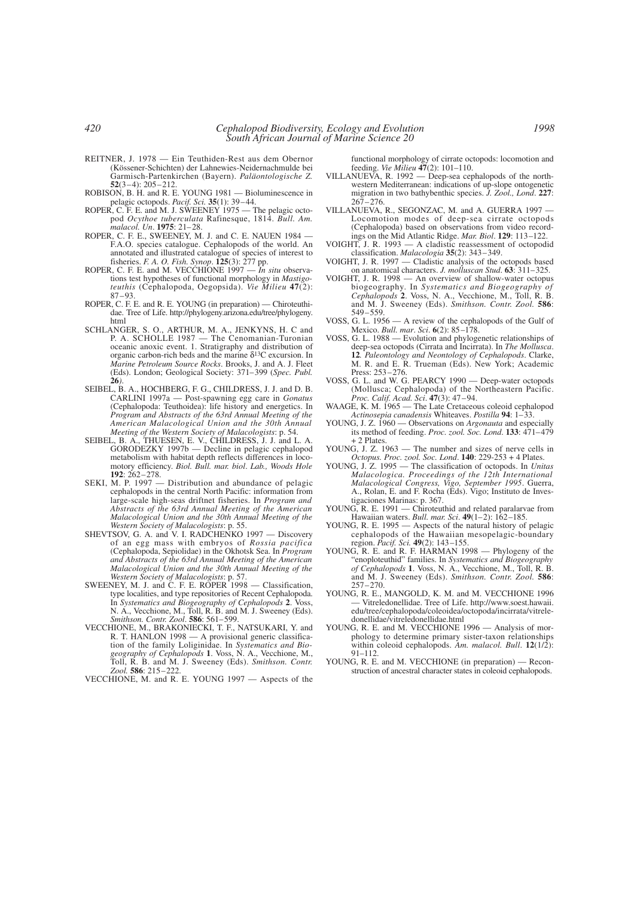REITNER, J. 1978 — Ein Teuthiden-Rest aus dem Obernor (Kössener-Schichten) der Lahnewies-Neidernachmulde bei Garmisch-Partenkirchen (Bayern). *Paläontologische Z.* **52**(3–4): 205–212.

ROBISON, B. H. and R. E. YOUNG 1981 — Bioluminescence in pelagic octopods. *Pacif. Sci.* **35**(1): 39–44.

ROPER, C. F. E. and M. J. SWEENEY 1975 — The pelagic octopod *Ocythoe tuberculata* Rafinesque, 1814. *Bull. Am. malacol. Un.* **1975**: 21–28.

ROPER, C. F. E., SWEENEY, M. J. and C. E. NAUEN 1984 — F.A.O. species catalogue. Cephalopods of the world. An annotated and illustrated catalogue of species of interest to fisheries. *F. A. O. Fish. Synop*. **125**(3): 277 pp.

ROPER, C. F. E. and M. VECCHIONE 1997 — *In situ* observations test hypotheses of functional morphology in *Mastigoteuthis* (Cephalopoda, Oegopsida). *Vie Milieu* **47**(2): 87–93.

ROPER, C. F. E. and R. E. YOUNG (in preparation) — Chiroteuthidae. Tree of Life. http://phylogeny.arizona.edu/tree/phylogeny.html

SCHLANGER, S. O., ARTHUR, M. A., JENKYNS, H. C and P. A. SCHOLLE 1987 — The Cenomanian-Turonian oceanic anoxic event. 1. Stratigraphy and distribution of organic carbon-rich beds and the marine $\delta^{13}C$ excursion. In *Marine Petroleum Source Rocks*. Brooks, J. and A. J. Fleet (Eds). London; Geological Society: 371–399 (*Spec. Publ.* **26**).

SEIBEL, B. A., HOCHBERG, F. G., CHILDRESS, J. J. and D. B. CARLINI 1997a — Post-spawning egg care in *Gonatus* (Cephalopoda: Teuthoidea): life history and energetics. In *Program and Abstracts of the 63rd Annual Meeting of the American Malacological Union and the 30th Annual Meeting of the Western Society of Malacologists*: p. 54.

SEIBEL, B. A., THUESEN, E. V., CHILDRESS, J. J. and L. A. GORODEZKY 1997b — Decline in pelagic cephalopod metabolism with habitat depth reflects differences in locomotory efficiency. *Biol. Bull. mar. biol. Lab., Woods Hole* **192**: 262–278.

SEKI, M. P. 1997 — Distribution and abundance of pelagic cephalopods in the central North Pacific: information from large-scale high-seas driftnet fisheries. In *Program and Abstracts of the 63rd Annual Meeting of the American Malacological Union and the 30th Annual Meeting of the Western Society of Malacologists*: p. 55.

SHEVTSOV, G. A. and V. I. RADCHENKO 1997 — Discovery of an egg mass with embryos of *Rossia pacifica* (Cephalopoda, Sepiolidae) in the Okhotsk Sea. In *Program and Abstracts of the 63rd Annual Meeting of the American Malacological Union and the 30th Annual Meeting of the Western Society of Malacologists*: p. 57.

SWEENEY, M. J. and C. F. E. ROPER 1998 — Classification, type localities, and type repositories of Recent Cephalopoda. In *Systematics and Biogeography of Cephalopods* **2**. Voss, N. A., Vecchione, M., Toll, R. B. and M. J. Sweeney (Eds). *Smithson. Contr. Zool*. **586**: 561–599.

VECCHIONE, M., BRAKONIECKI, T. F., NATSUKARI, Y. and R. T. HANLON 1998 — A provisional generic classification of the family Loliginidae. In *Systematics and Biogeography of Cephalopods* **1**. Voss, N. A., Vecchione, M., Toll, R. B. and M. J. Sweeney (Eds). *Smithson. Contr. Zool.* **586**: 215–222.

VECCHIONE, M. and R. E. YOUNG 1997 — Aspects of the functional morphology of cirrate octopods: locomotion and feeding. *Vie Milieu* **47**(2): 101–110.

VILLANUEVA, R. 1992 — Deep-sea cephalopods of the northwestern Mediterranean: indications of up-slope ontogenetic migration in two bathybenthic species. *J. Zool., Lond*. **227**: 267–276.

VILLANUEVA, R., SEGONZAC, M. and A. GUERRA 1997 — Locomotion modes of deep-sea cirrate octopods (Cephalopoda) based on observations from video recordings on the Mid Atlantic Ridge. *Mar. Biol*. **129**: 113–122.

VOIGHT, J. R. 1993 — A cladistic reassessment of octopodid classification. *Malacologia* **35**(2): 343–349.

VOIGHT, J. R. 1997 — Cladistic analysis of the octopods based on anatomical characters. *J. molluscan Stud*. **63**: 311–325.

VOIGHT, J. R. 1998 — An overview of shallow-water octopus biogeography. In *Systematics and Biogeography of Cephalopods* **2**. Voss, N. A., Vecchione, M., Toll, R. B. and M. J. Sweeney (Eds). *Smithson. Contr. Zool.* **586**: 549–559.

VOSS, G. L. 1956 — A review of the cephalopods of the Gulf of Mexico. *Bull. mar. Sci*. **6**(2): 85–178.

VOSS, G. L. 1988 — Evolution and phylogenetic relationships of deep-sea octopods (Cirrata and Incirrata). In *The Mollusca*. **12**. *Paleontology and Neontology of Cephalopods*. Clarke, M. R. and E. R. Trueman (Eds). New York; Academic Press: 253–276.

VOSS, G. L. and W. G. PEARCY 1990 — Deep-water octopods (Mollusca; Cephalopoda) of the Northeastern Pacific. *Proc. Calif. Acad. Sci*. **47**(3): 47–94.

WAAGE, K. M. 1965 — The Late Cretaceous coleoid cephalopod *Actinosepia canadensis* Whiteaves. *Postilla* **94**: 1–33.

YOUNG, J. Z. 1960 — Observations on *Argonauta* and especially its method of feeding. *Proc. zool. Soc. Lond*. **133**: 471–479 + 2 Plates.

YOUNG, J. Z. 1963 — The number and sizes of nerve cells in *Octopus. Proc. zool. Soc. Lond*. **140**: 229-253 + 4 Plates.

YOUNG, J. Z. 1995 — The classification of octopods. In *Unitas Malacologica. Proceedings of the 12th International Malacological Congress, Vigo, September 1995*. Guerra, A., Rolan, E. and F. Rocha (Eds). Vigo; Instituto de Investigaciones Marinas: p. 367.

YOUNG, R. E. 1991 — Chiroteuthid and related paralarvae from Hawaiian waters. *Bull. mar. Sci*. **49**(1–2): 162–185.

YOUNG, R. E. 1995 — Aspects of the natural history of pelagic cephalopods of the Hawaiian mesopelagic-boundary region. *Pacif. Sci.* **49**(2): 143–155.

YOUNG, R. E. and R. F. HARMAN 1998 — Phylogeny of the "enoploteuthid" families. In *Systematics and Biogeography of Cephalopods* **1**. Voss, N. A., Vecchione, M., Toll, R. B. and M. J. Sweeney (Eds). *Smithson. Contr. Zool.* **586**: 257–270.

YOUNG, R. E., MANGOLD, K. M. and M. VECCHIONE 1996 — Vitreledonellidae. Tree of Life. http://www.soest.hawaii.edu/tree/cephalopoda/coleoidea/octopoda/incirrata/vitreledonellidae/vitreledonellidae.html

YOUNG, R. E. and M. VECCHIONE 1996 — Analysis of morphology to determine primary sister-taxon relationships within coleoid cephalopods. *Am. malacol. Bull*. **12**(1/2): 91–112.

YOUNG, R. E. and M. VECCHIONE (in preparation) — Reconstruction of ancestral character states in coleoid cephalopods.